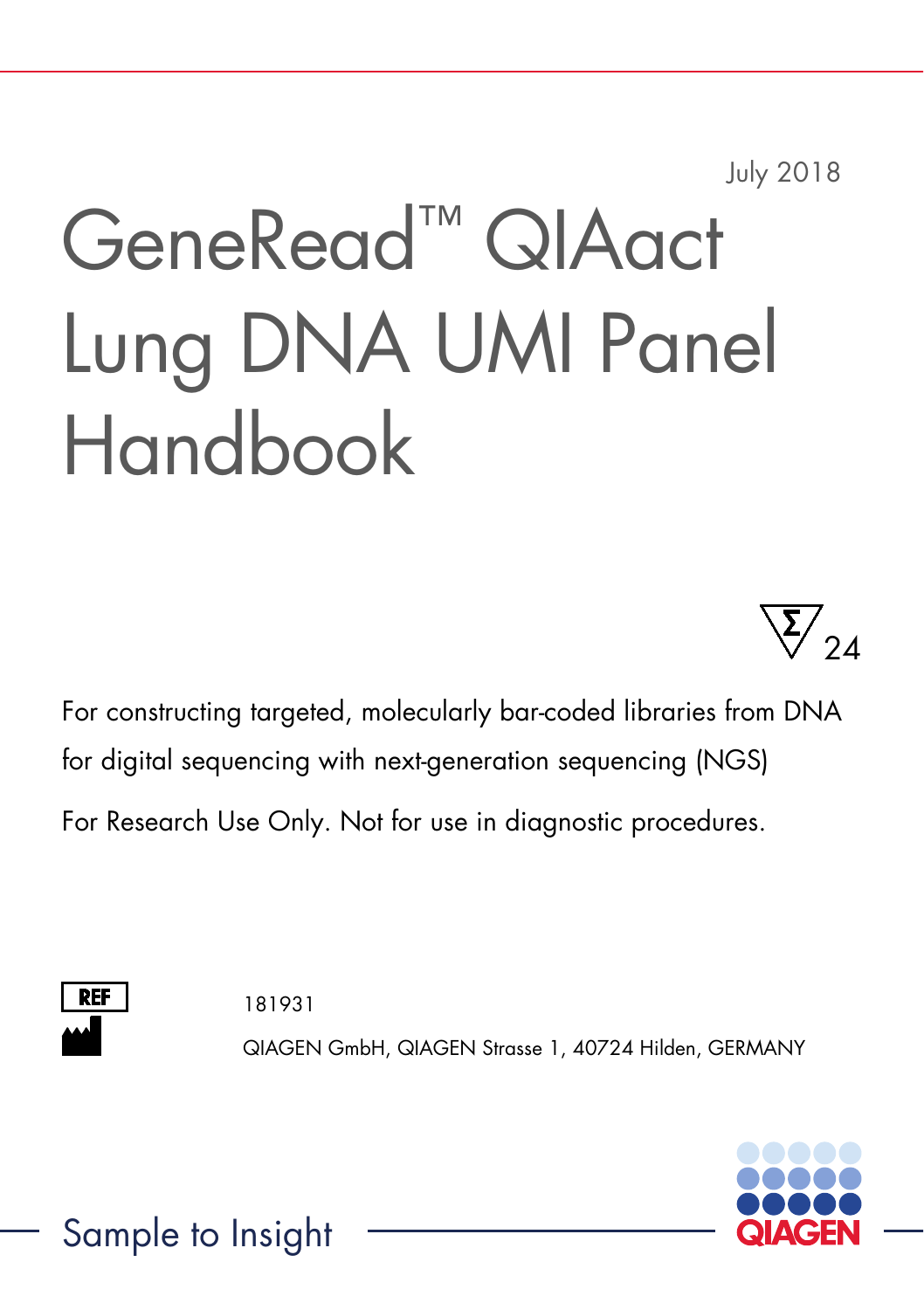July 2018

# GeneRead™ QIAact Lung DNA UMI Panel Handbook

24

For constructing targeted, molecularly bar-coded libraries from DNA for digital sequencing with next-generation sequencing (NGS)

For Research Use Only. Not for use in diagnostic procedures.

REF 181931

QIAGEN GmbH, QIAGEN Strasse 1, 40724 Hilden, GERMANY

Sample to Insight

QIAGEN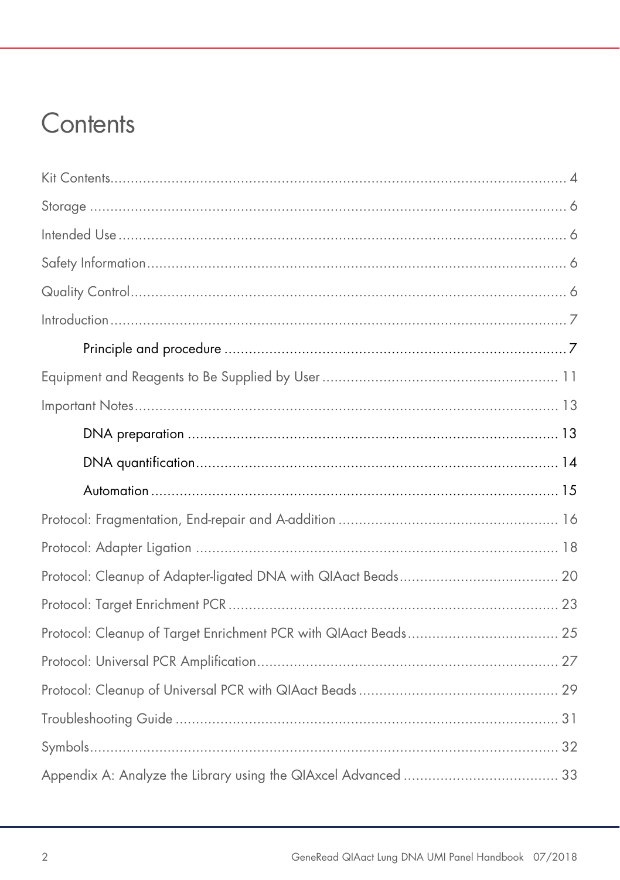# Contents

Kit Contents .......... 4

Storage .......... 6

Intended Use .......... 6

Safety Information .......... 6

Quality Control .......... 6

Introduction .......... 7

- Principle and procedure .......... 7

Equipment and Reagents to Be Supplied by User .......... 11

Important Notes .......... 13

- DNA preparation .......... 13
- DNA quantification .......... 14
- Automation .......... 15

Protocol: Fragmentation, End-repair and A-addition .......... 16

Protocol: Adapter Ligation .......... 18

Protocol: Cleanup of Adapter-ligated DNA with QIAact Beads .......... 20

Protocol: Target Enrichment PCR .......... 23

Protocol: Cleanup of Target Enrichment PCR with QIAact Beads .......... 25

Protocol: Universal PCR Amplification .......... 27

Protocol: Cleanup of Universal PCR with QIAact Beads .......... 29

Troubleshooting Guide .......... 31

Symbols .......... 32

Appendix A: Analyze the Library using the QIAxcel Advanced .......... 33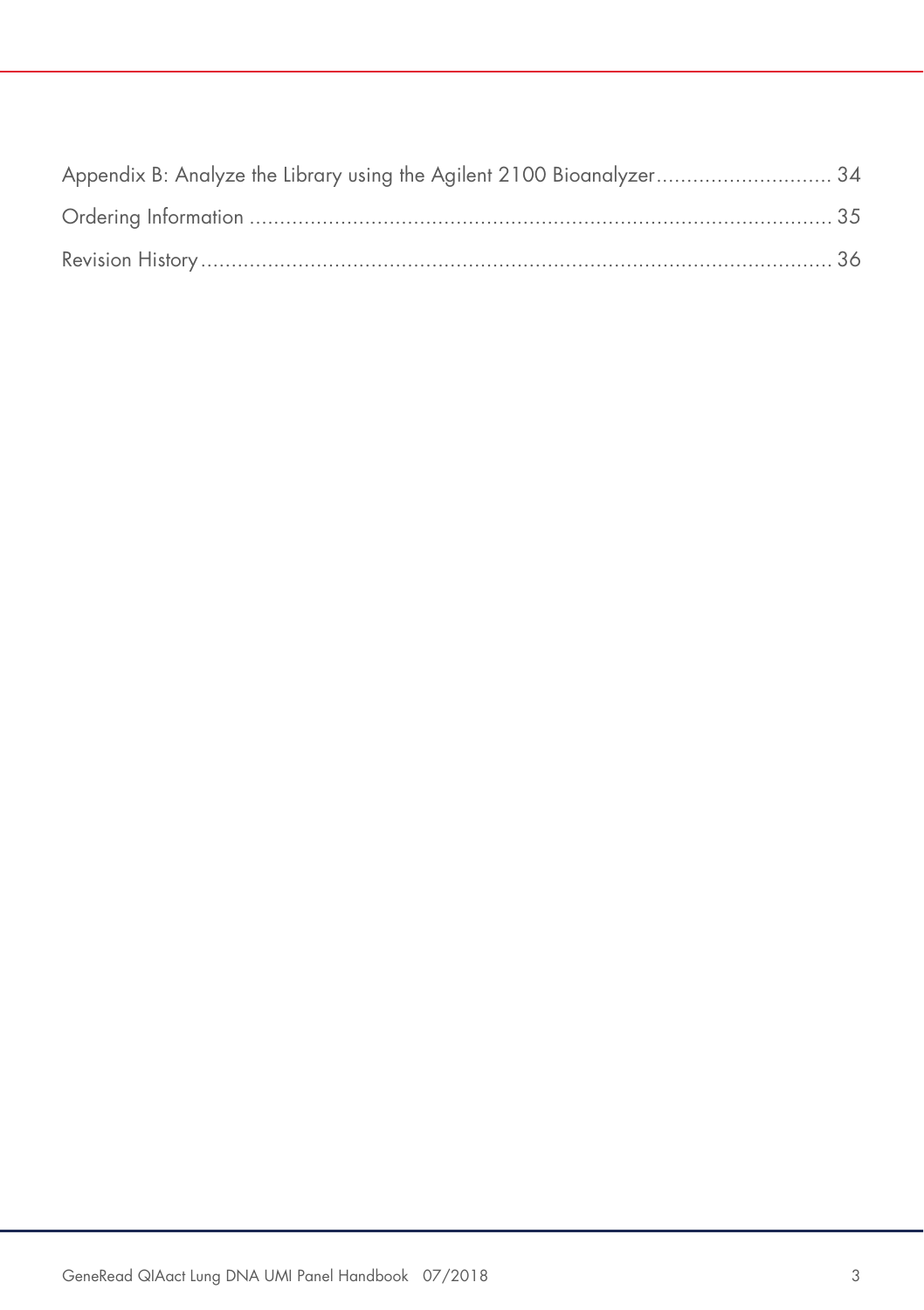Appendix B: Analyze the Library using the Agilent 2100 Bioanalyzer ............................ 34

Ordering Information ................................................................................................ 35

Revision History ...................................................................................................... 36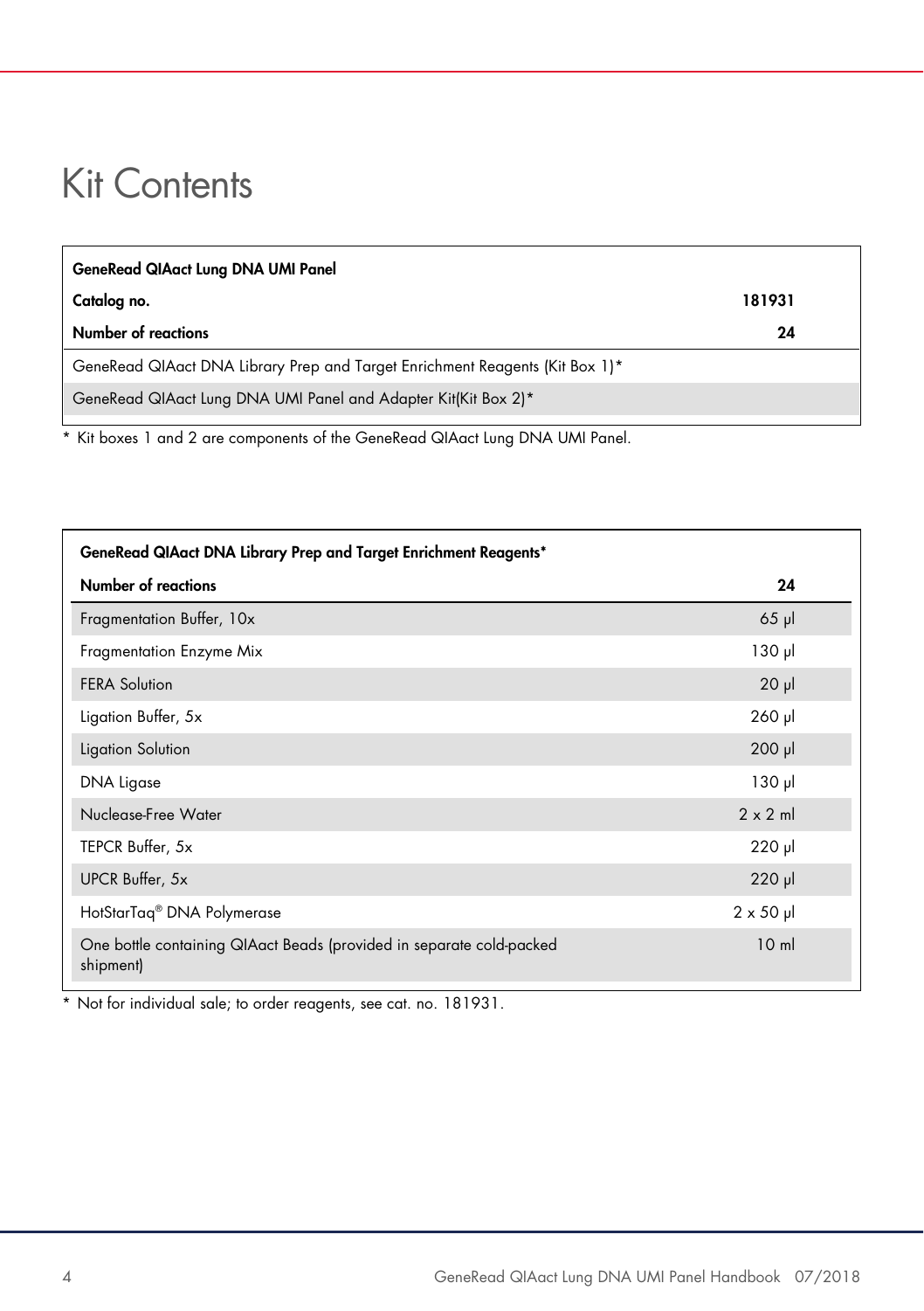# Kit Contents

| GeneRead QIAact Lung DNA UMI Panel | |
|---|---|
| **Catalog no.** | **181931** |
| **Number of reactions** | **24** |
| GeneRead QIAact DNA Library Prep and Target Enrichment Reagents (Kit Box 1)* | |
| GeneRead QIAact Lung DNA UMI Panel and Adapter Kit(Kit Box 2)* | |

* Kit boxes 1 and 2 are components of the GeneRead QIAact Lung DNA UMI Panel.

| GeneRead QIAact DNA Library Prep and Target Enrichment Reagents* | |
|---|---|
| **Number of reactions** | **24** |
| Fragmentation Buffer, 10x | 65 µl |
| Fragmentation Enzyme Mix | 130 µl |
| FERA Solution | 20 µl |
| Ligation Buffer, 5x | 260 µl |
| Ligation Solution | 200 µl |
| DNA Ligase | 130 µl |
| Nuclease-Free Water | 2 x 2 ml |
| TEPCR Buffer, 5x | 220 µl |
| UPCR Buffer, 5x | 220 µl |
| HotStarTaq® DNA Polymerase | 2 x 50 µl |
| One bottle containing QIAact Beads (provided in separate cold-packed shipment) | 10 ml |

* Not for individual sale; to order reagents, see cat. no. 181931.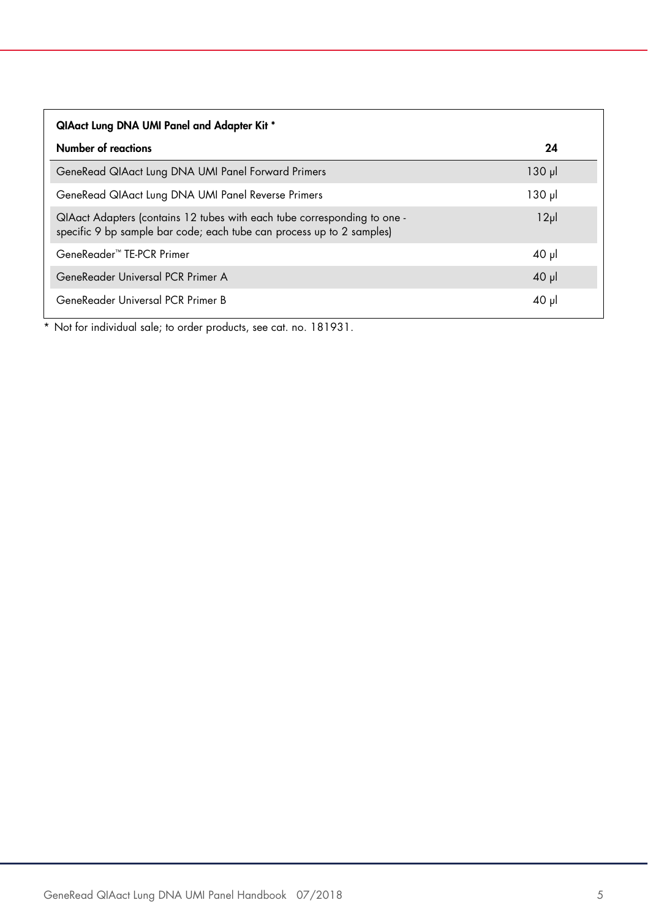| QIAact Lung DNA UMI Panel and Adapter Kit * | |
|---|---|
| **Number of reactions** | **24** |
| GeneRead QIAact Lung DNA UMI Panel Forward Primers | 130 µl |
| GeneRead QIAact Lung DNA UMI Panel Reverse Primers | 130 µl |
| QIAact Adapters (contains 12 tubes with each tube corresponding to one - specific 9 bp sample bar code; each tube can process up to 2 samples) | 12µl |
| GeneReader™ TE-PCR Primer | 40 µl |
| GeneReader Universal PCR Primer A | 40 µl |
| GeneReader Universal PCR Primer B | 40 µl |

* Not for individual sale; to order products, see cat. no. 181931.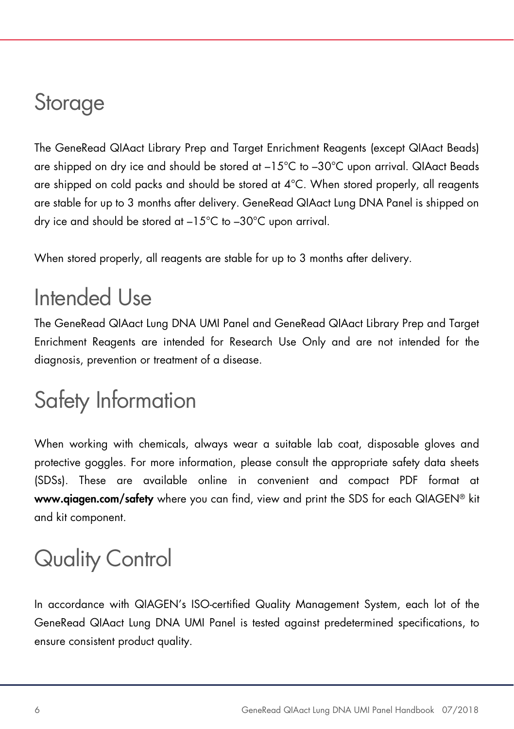# Storage

The GeneRead QIAact Library Prep and Target Enrichment Reagents (except QIAact Beads) are shipped on dry ice and should be stored at –15°C to –30°C upon arrival. QIAact Beads are shipped on cold packs and should be stored at 4°C. When stored properly, all reagents are stable for up to 3 months after delivery. GeneRead QIAact Lung DNA Panel is shipped on dry ice and should be stored at –15°C to –30°C upon arrival.

When stored properly, all reagents are stable for up to 3 months after delivery.

# Intended Use

The GeneRead QIAact Lung DNA UMI Panel and GeneRead QIAact Library Prep and Target Enrichment Reagents are intended for Research Use Only and are not intended for the diagnosis, prevention or treatment of a disease.

# Safety Information

When working with chemicals, always wear a suitable lab coat, disposable gloves and protective goggles. For more information, please consult the appropriate safety data sheets (SDSs). These are available online in convenient and compact PDF format at **www.qiagen.com/safety** where you can find, view and print the SDS for each QIAGEN® kit and kit component.

# Quality Control

In accordance with QIAGEN's ISO-certified Quality Management System, each lot of the GeneRead QIAact Lung DNA UMI Panel is tested against predetermined specifications, to ensure consistent product quality.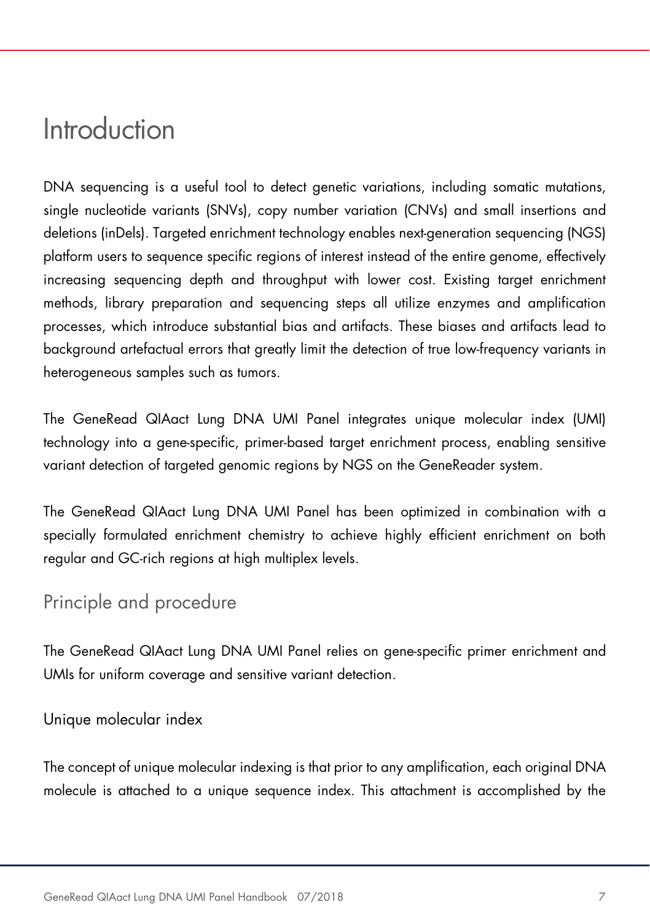# Introduction

DNA sequencing is a useful tool to detect genetic variations, including somatic mutations, single nucleotide variants (SNVs), copy number variation (CNVs) and small insertions and deletions (inDels). Targeted enrichment technology enables next-generation sequencing (NGS) platform users to sequence specific regions of interest instead of the entire genome, effectively increasing sequencing depth and throughput with lower cost. Existing target enrichment methods, library preparation and sequencing steps all utilize enzymes and amplification processes, which introduce substantial bias and artifacts. These biases and artifacts lead to background artefactual errors that greatly limit the detection of true low-frequency variants in heterogeneous samples such as tumors.

The GeneRead QIAact Lung DNA UMI Panel integrates unique molecular index (UMI) technology into a gene-specific, primer-based target enrichment process, enabling sensitive variant detection of targeted genomic regions by NGS on the GeneReader system.

The GeneRead QIAact Lung DNA UMI Panel has been optimized in combination with a specially formulated enrichment chemistry to achieve highly efficient enrichment on both regular and GC-rich regions at high multiplex levels.

## Principle and procedure

The GeneRead QIAact Lung DNA UMI Panel relies on gene-specific primer enrichment and UMIs for uniform coverage and sensitive variant detection.

### Unique molecular index

The concept of unique molecular indexing is that prior to any amplification, each original DNA molecule is attached to a unique sequence index. This attachment is accomplished by the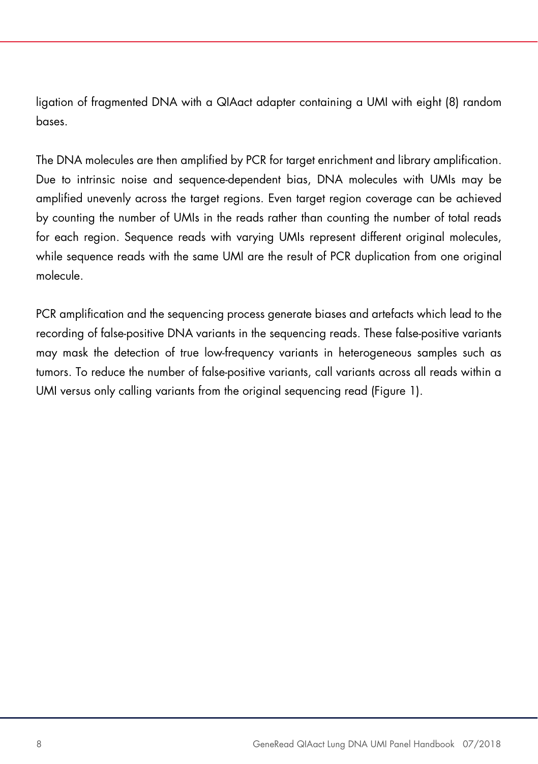ligation of fragmented DNA with a QIAact adapter containing a UMI with eight (8) random bases.

The DNA molecules are then amplified by PCR for target enrichment and library amplification. Due to intrinsic noise and sequence-dependent bias, DNA molecules with UMIs may be amplified unevenly across the target regions. Even target region coverage can be achieved by counting the number of UMIs in the reads rather than counting the number of total reads for each region. Sequence reads with varying UMIs represent different original molecules, while sequence reads with the same UMI are the result of PCR duplication from one original molecule.

PCR amplification and the sequencing process generate biases and artefacts which lead to the recording of false-positive DNA variants in the sequencing reads. These false-positive variants may mask the detection of true low-frequency variants in heterogeneous samples such as tumors. To reduce the number of false-positive variants, call variants across all reads within a UMI versus only calling variants from the original sequencing read (Figure 1).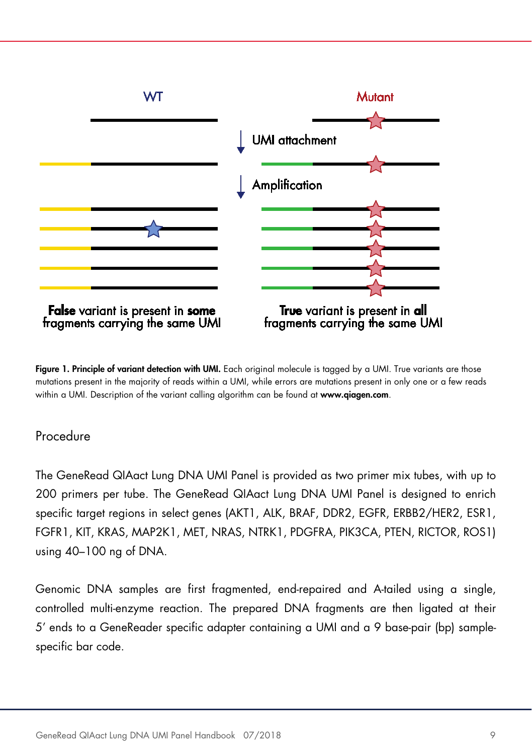WT

Mutant

UMI attachment

Amplification

**False** variant is present in **some** fragments carrying the same UMI

**True** variant is present in **all** fragments carrying the same UMI

**Figure 1. Principle of variant detection with UMI.** Each original molecule is tagged by a UMI. True variants are those mutations present in the majority of reads within a UMI, while errors are mutations present in only one or a few reads within a UMI. Description of the variant calling algorithm can be found at **www.qiagen.com**.

## Procedure

The GeneRead QIAact Lung DNA UMI Panel is provided as two primer mix tubes, with up to 200 primers per tube. The GeneRead QIAact Lung DNA UMI Panel is designed to enrich specific target regions in select genes (AKT1, ALK, BRAF, DDR2, EGFR, ERBB2/HER2, ESR1, FGFR1, KIT, KRAS, MAP2K1, MET, NRAS, NTRK1, PDGFRA, PIK3CA, PTEN, RICTOR, ROS1) using 40–100 ng of DNA.

Genomic DNA samples are first fragmented, end-repaired and A-tailed using a single, controlled multi-enzyme reaction. The prepared DNA fragments are then ligated at their 5′ ends to a GeneReader specific adapter containing a UMI and a 9 base-pair (bp) sample-specific bar code.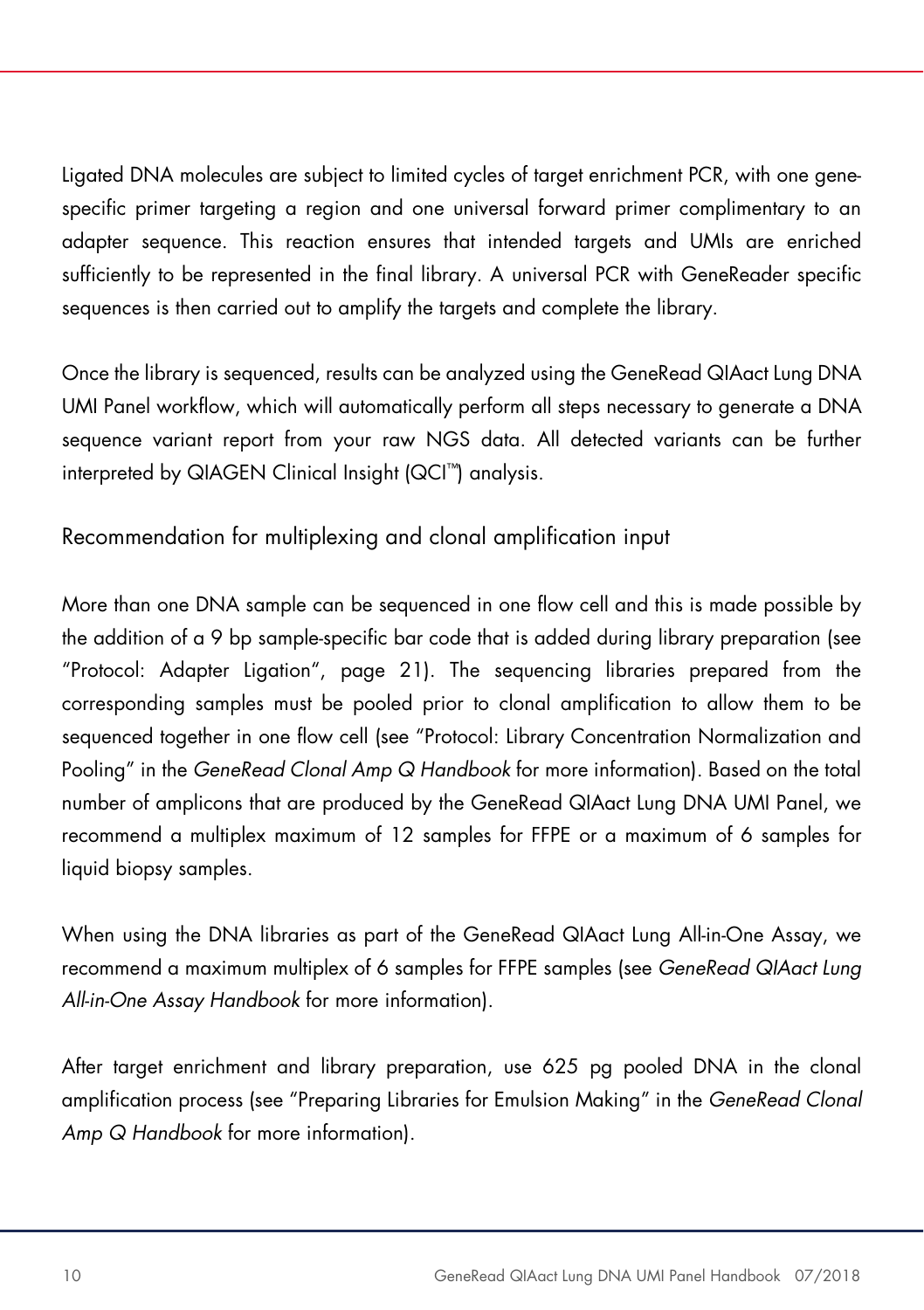Ligated DNA molecules are subject to limited cycles of target enrichment PCR, with one gene-specific primer targeting a region and one universal forward primer complimentary to an adapter sequence. This reaction ensures that intended targets and UMIs are enriched sufficiently to be represented in the final library. A universal PCR with GeneReader specific sequences is then carried out to amplify the targets and complete the library.

Once the library is sequenced, results can be analyzed using the GeneRead QIAact Lung DNA UMI Panel workflow, which will automatically perform all steps necessary to generate a DNA sequence variant report from your raw NGS data. All detected variants can be further interpreted by QIAGEN Clinical Insight (QCI™) analysis.

### Recommendation for multiplexing and clonal amplification input

More than one DNA sample can be sequenced in one flow cell and this is made possible by the addition of a 9 bp sample-specific bar code that is added during library preparation (see "Protocol: Adapter Ligation", page 21). The sequencing libraries prepared from the corresponding samples must be pooled prior to clonal amplification to allow them to be sequenced together in one flow cell (see "Protocol: Library Concentration Normalization and Pooling" in the *GeneRead Clonal Amp Q Handbook* for more information). Based on the total number of amplicons that are produced by the GeneRead QIAact Lung DNA UMI Panel, we recommend a multiplex maximum of 12 samples for FFPE or a maximum of 6 samples for liquid biopsy samples.

When using the DNA libraries as part of the GeneRead QIAact Lung All-in-One Assay, we recommend a maximum multiplex of 6 samples for FFPE samples (see *GeneRead QIAact Lung All-in-One Assay Handbook* for more information).

After target enrichment and library preparation, use 625 pg pooled DNA in the clonal amplification process (see "Preparing Libraries for Emulsion Making" in the *GeneRead Clonal Amp Q Handbook* for more information).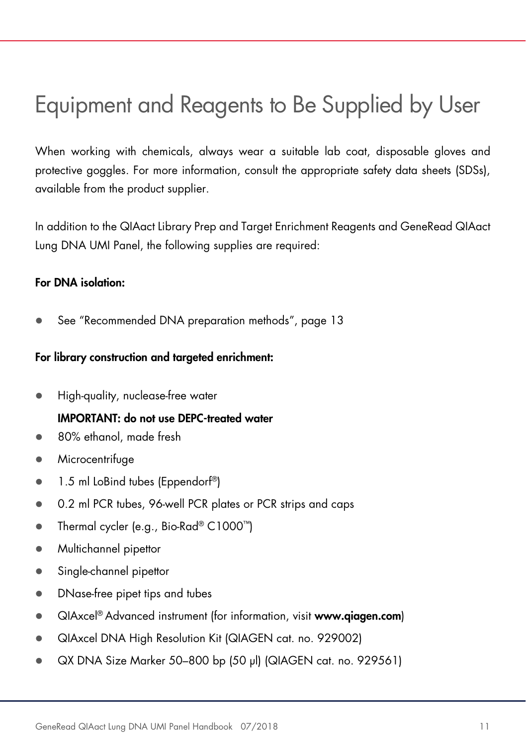# Equipment and Reagents to Be Supplied by User

When working with chemicals, always wear a suitable lab coat, disposable gloves and protective goggles. For more information, consult the appropriate safety data sheets (SDSs), available from the product supplier.

In addition to the QIAact Library Prep and Target Enrichment Reagents and GeneRead QIAact Lung DNA UMI Panel, the following supplies are required:

**For DNA isolation:**

- See "Recommended DNA preparation methods", page 13

**For library construction and targeted enrichment:**

- High-quality, nuclease-free water
  
  **IMPORTANT: do not use DEPC-treated water**
- 80% ethanol, made fresh
- Microcentrifuge
- 1.5 ml LoBind tubes (Eppendorf®)
- 0.2 ml PCR tubes, 96-well PCR plates or PCR strips and caps
- Thermal cycler (e.g., Bio-Rad® C1000™)
- Multichannel pipettor
- Single-channel pipettor
- DNase-free pipet tips and tubes
- QIAxcel® Advanced instrument (for information, visit **www.qiagen.com**)
- QIAxcel DNA High Resolution Kit (QIAGEN cat. no. 929002)
- QX DNA Size Marker 50–800 bp (50 µl) (QIAGEN cat. no. 929561)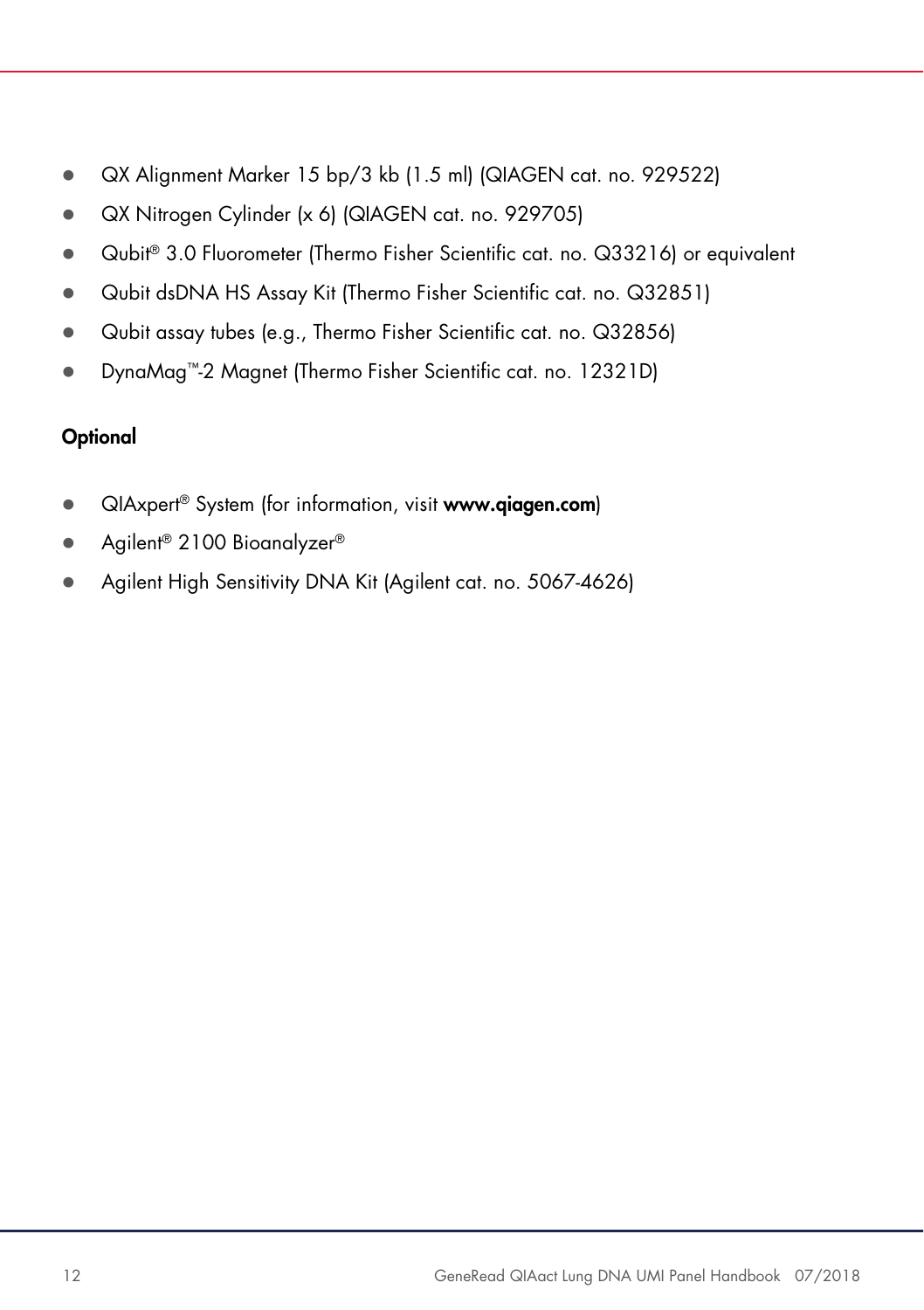- QX Alignment Marker 15 bp/3 kb (1.5 ml) (QIAGEN cat. no. 929522)
- QX Nitrogen Cylinder (x 6) (QIAGEN cat. no. 929705)
- Qubit® 3.0 Fluorometer (Thermo Fisher Scientific cat. no. Q33216) or equivalent
- Qubit dsDNA HS Assay Kit (Thermo Fisher Scientific cat. no. Q32851)
- Qubit assay tubes (e.g., Thermo Fisher Scientific cat. no. Q32856)
- DynaMag™-2 Magnet (Thermo Fisher Scientific cat. no. 12321D)

**Optional**

- QIAxpert® System (for information, visit **www.qiagen.com**)
- Agilent® 2100 Bioanalyzer®
- Agilent High Sensitivity DNA Kit (Agilent cat. no. 5067-4626)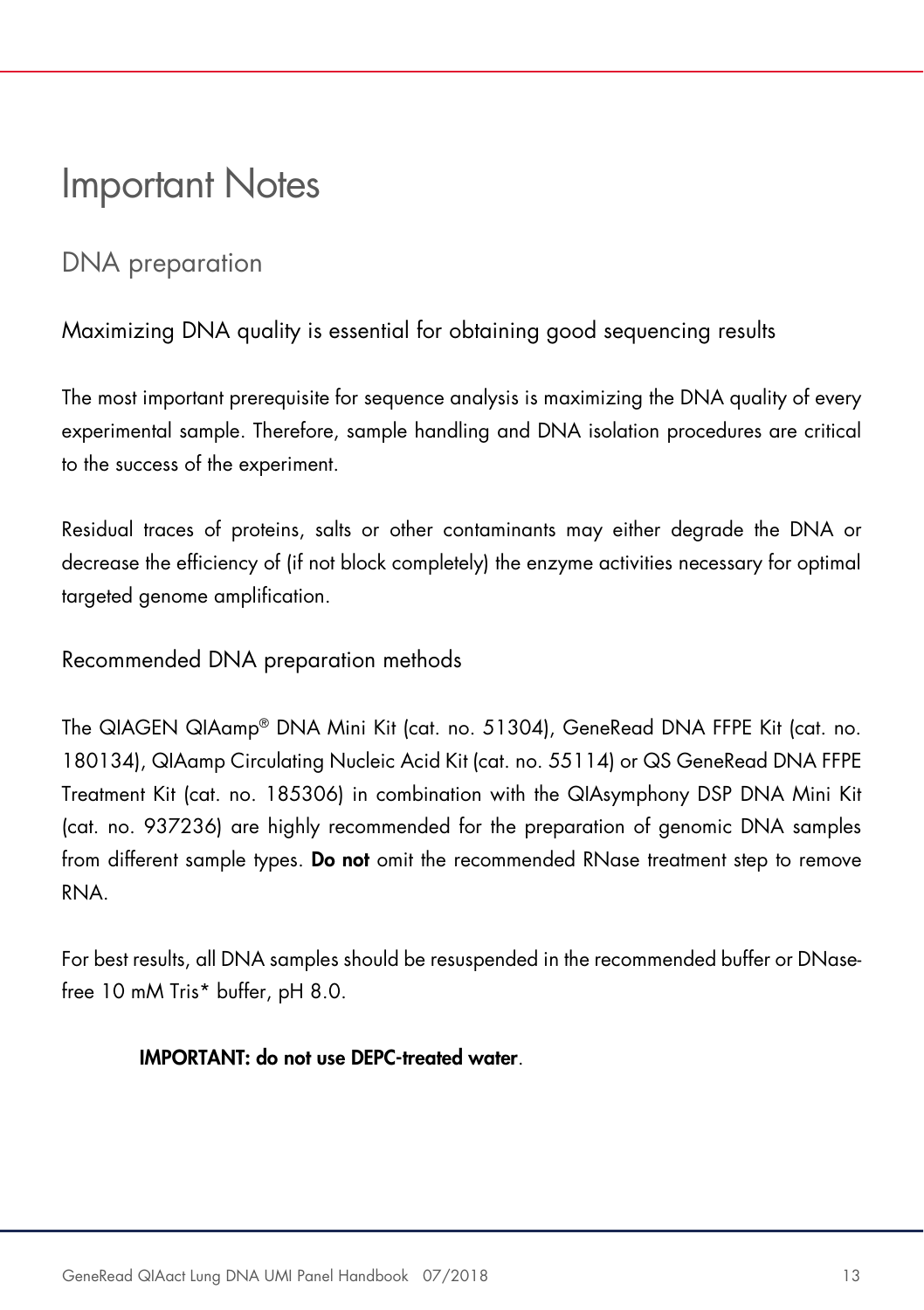# Important Notes

## DNA preparation

### Maximizing DNA quality is essential for obtaining good sequencing results

The most important prerequisite for sequence analysis is maximizing the DNA quality of every experimental sample. Therefore, sample handling and DNA isolation procedures are critical to the success of the experiment.

Residual traces of proteins, salts or other contaminants may either degrade the DNA or decrease the efficiency of (if not block completely) the enzyme activities necessary for optimal targeted genome amplification.

### Recommended DNA preparation methods

The QIAGEN QIAamp® DNA Mini Kit (cat. no. 51304), GeneRead DNA FFPE Kit (cat. no. 180134), QIAamp Circulating Nucleic Acid Kit (cat. no. 55114) or QS GeneRead DNA FFPE Treatment Kit (cat. no. 185306) in combination with the QIAsymphony DSP DNA Mini Kit (cat. no. 937236) are highly recommended for the preparation of genomic DNA samples from different sample types. **Do not** omit the recommended RNase treatment step to remove RNA.

For best results, all DNA samples should be resuspended in the recommended buffer or DNase-free 10 mM Tris* buffer, pH 8.0.

**IMPORTANT: do not use DEPC-treated water**.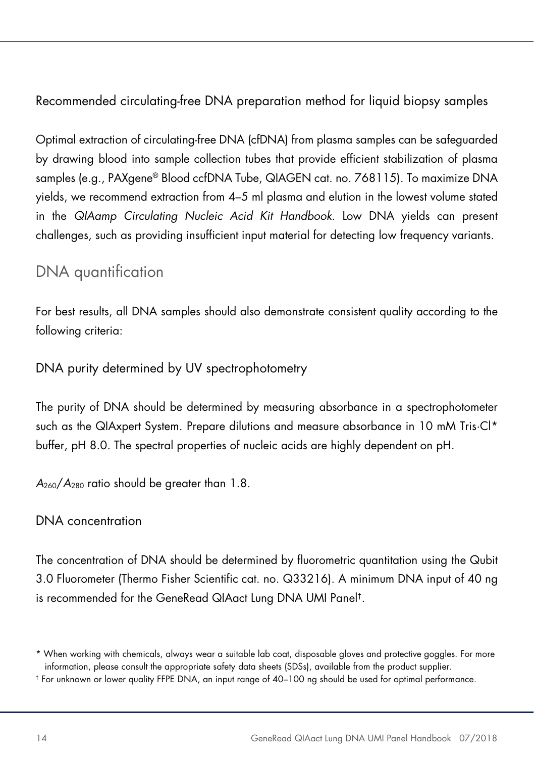### Recommended circulating-free DNA preparation method for liquid biopsy samples

Optimal extraction of circulating-free DNA (cfDNA) from plasma samples can be safeguarded by drawing blood into sample collection tubes that provide efficient stabilization of plasma samples (e.g., PAXgene® Blood ccfDNA Tube, QIAGEN cat. no. 768115). To maximize DNA yields, we recommend extraction from 4–5 ml plasma and elution in the lowest volume stated in the *QIAamp Circulating Nucleic Acid Kit Handbook*. Low DNA yields can present challenges, such as providing insufficient input material for detecting low frequency variants.

## DNA quantification

For best results, all DNA samples should also demonstrate consistent quality according to the following criteria:

### DNA purity determined by UV spectrophotometry

The purity of DNA should be determined by measuring absorbance in a spectrophotometer such as the QIAxpert System. Prepare dilutions and measure absorbance in 10 mM Tris·Cl* buffer, pH 8.0. The spectral properties of nucleic acids are highly dependent on pH.

$A_{260}/A_{280}$ ratio should be greater than 1.8.

### DNA concentration

The concentration of DNA should be determined by fluorometric quantitation using the Qubit 3.0 Fluorometer (Thermo Fisher Scientific cat. no. Q33216). A minimum DNA input of 40 ng is recommended for the GeneRead QIAact Lung DNA UMI Panel†.

\* When working with chemicals, always wear a suitable lab coat, disposable gloves and protective goggles. For more information, please consult the appropriate safety data sheets (SDSs), available from the product supplier.

† For unknown or lower quality FFPE DNA, an input range of 40–100 ng should be used for optimal performance.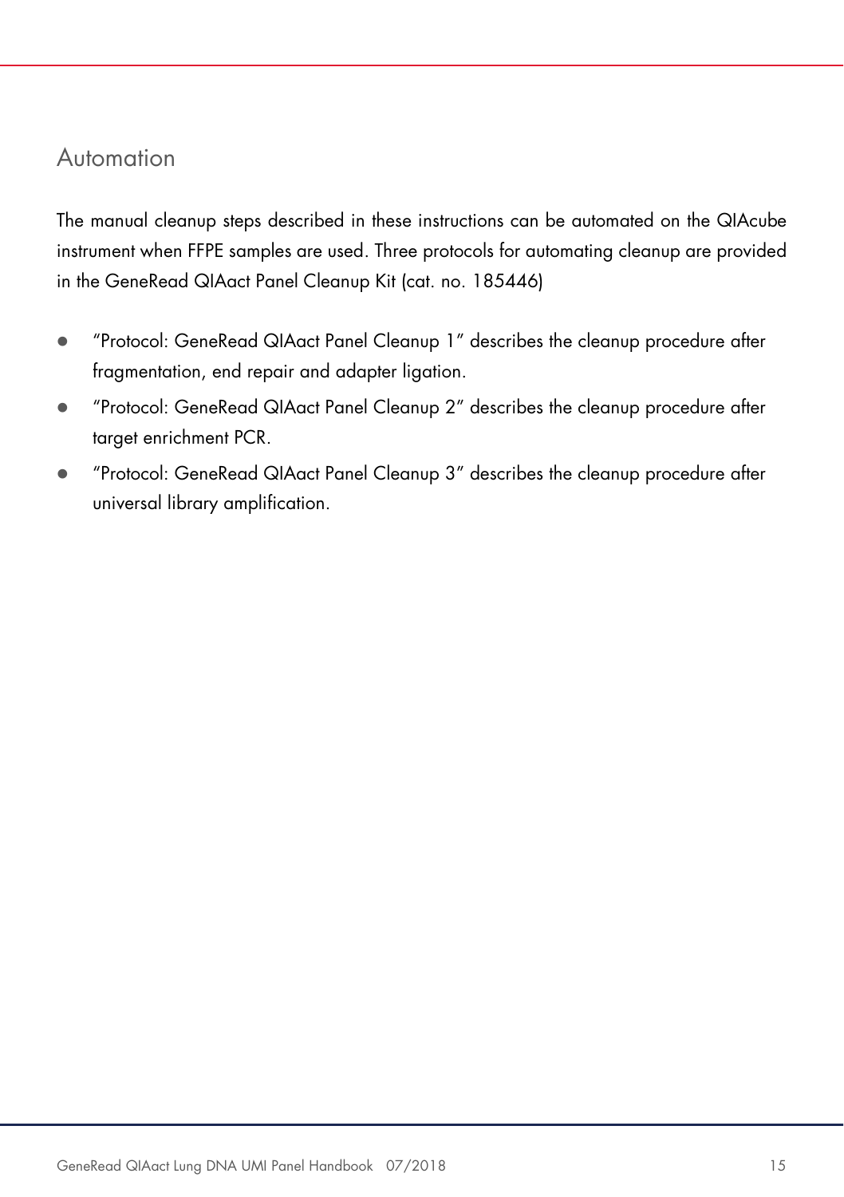## Automation

The manual cleanup steps described in these instructions can be automated on the QIAcube instrument when FFPE samples are used. Three protocols for automating cleanup are provided in the GeneRead QIAact Panel Cleanup Kit (cat. no. 185446)

- "Protocol: GeneRead QIAact Panel Cleanup 1" describes the cleanup procedure after fragmentation, end repair and adapter ligation.
- "Protocol: GeneRead QIAact Panel Cleanup 2" describes the cleanup procedure after target enrichment PCR.
- "Protocol: GeneRead QIAact Panel Cleanup 3" describes the cleanup procedure after universal library amplification.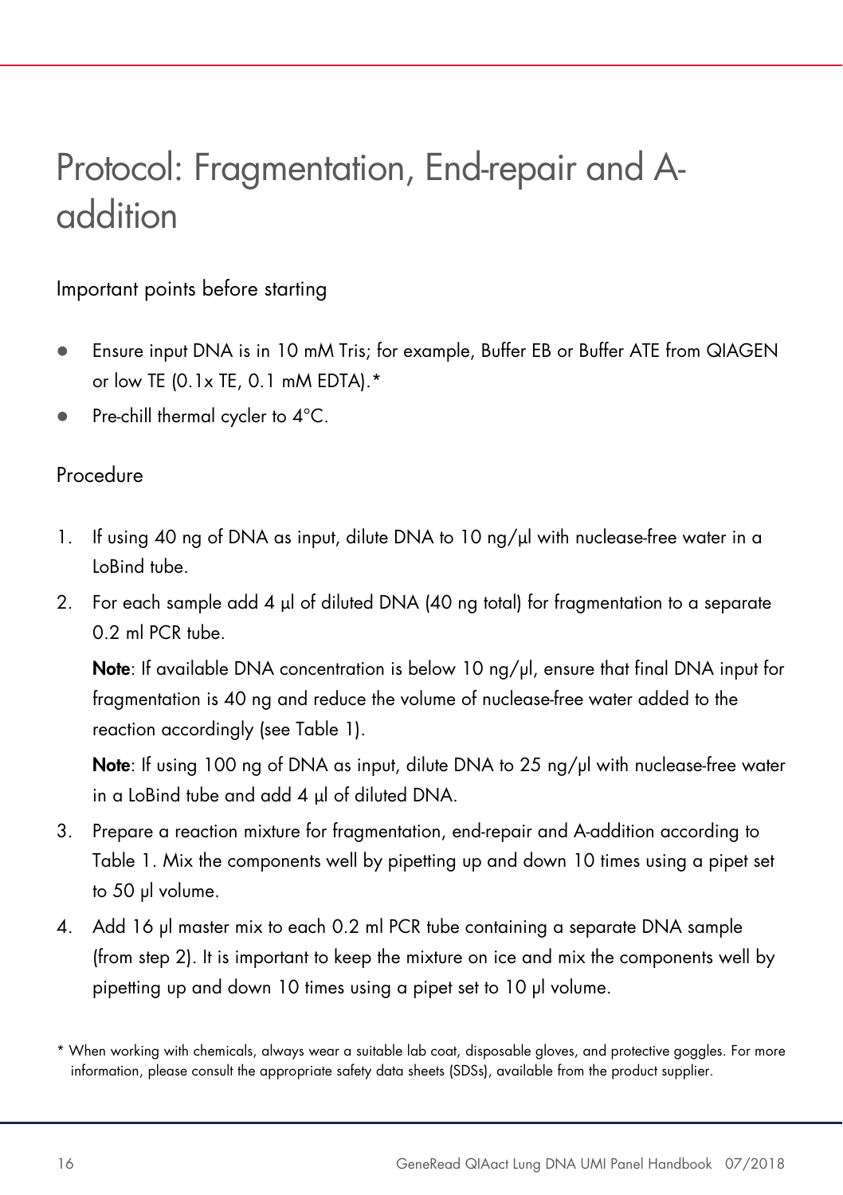# Protocol: Fragmentation, End-repair and A-addition

## Important points before starting

- Ensure input DNA is in 10 mM Tris; for example, Buffer EB or Buffer ATE from QIAGEN or low TE (0.1x TE, 0.1 mM EDTA).*
- Pre-chill thermal cycler to 4°C.

## Procedure

1. If using 40 ng of DNA as input, dilute DNA to 10 ng/µl with nuclease-free water in a LoBind tube.
2. For each sample add 4 µl of diluted DNA (40 ng total) for fragmentation to a separate 0.2 ml PCR tube.

   **Note**: If available DNA concentration is below 10 ng/µl, ensure that final DNA input for fragmentation is 40 ng and reduce the volume of nuclease-free water added to the reaction accordingly (see Table 1).

   **Note**: If using 100 ng of DNA as input, dilute DNA to 25 ng/µl with nuclease-free water in a LoBind tube and add 4 µl of diluted DNA.
3. Prepare a reaction mixture for fragmentation, end-repair and A-addition according to Table 1. Mix the components well by pipetting up and down 10 times using a pipet set to 50 µl volume.
4. Add 16 µl master mix to each 0.2 ml PCR tube containing a separate DNA sample (from step 2). It is important to keep the mixture on ice and mix the components well by pipetting up and down 10 times using a pipet set to 10 µl volume.

\* When working with chemicals, always wear a suitable lab coat, disposable gloves, and protective goggles. For more information, please consult the appropriate safety data sheets (SDSs), available from the product supplier.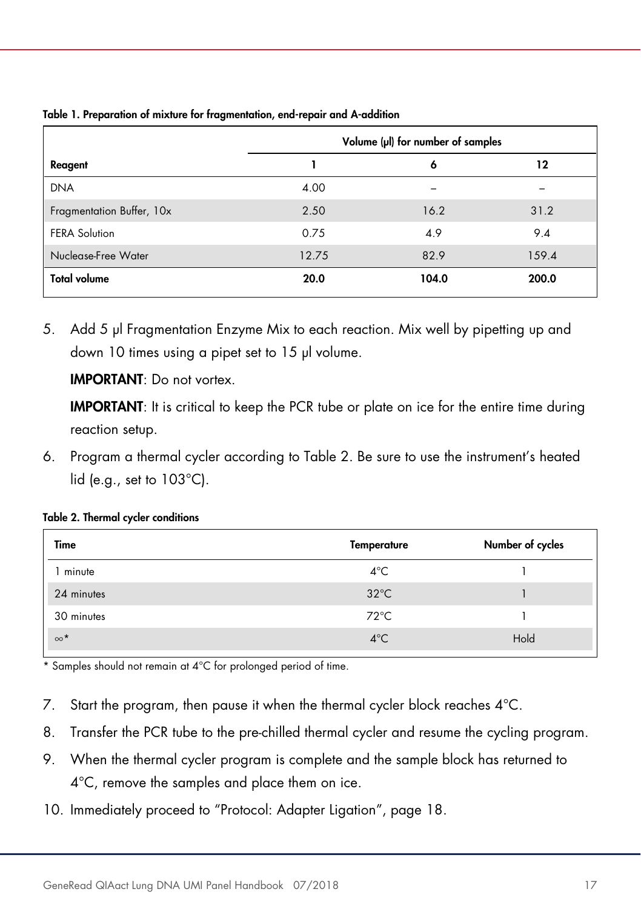**Table 1. Preparation of mixture for fragmentation, end-repair and A-addition**

| | Volume (µl) for number of samples | | |
|---|---|---|---|
| **Reagent** | **1** | **6** | **12** |
| DNA | 4.00 | – | – |
| Fragmentation Buffer, 10x | 2.50 | 16.2 | 31.2 |
| FERA Solution | 0.75 | 4.9 | 9.4 |
| Nuclease-Free Water | 12.75 | 82.9 | 159.4 |
| **Total volume** | **20.0** | **104.0** | **200.0** |

5. Add 5 µl Fragmentation Enzyme Mix to each reaction. Mix well by pipetting up and down 10 times using a pipet set to 15 µl volume.

   **IMPORTANT**: Do not vortex.

   **IMPORTANT**: It is critical to keep the PCR tube or plate on ice for the entire time during reaction setup.

6. Program a thermal cycler according to Table 2. Be sure to use the instrument's heated lid (e.g., set to 103°C).

**Table 2. Thermal cycler conditions**

| Time | Temperature | Number of cycles |
|---|---|---|
| 1 minute | 4°C | 1 |
| 24 minutes | 32°C | 1 |
| 30 minutes | 72°C | 1 |
| ∞* | 4°C | Hold |

\* Samples should not remain at 4°C for prolonged period of time.

7. Start the program, then pause it when the thermal cycler block reaches 4°C.
8. Transfer the PCR tube to the pre-chilled thermal cycler and resume the cycling program.
9. When the thermal cycler program is complete and the sample block has returned to 4°C, remove the samples and place them on ice.
10. Immediately proceed to "Protocol: Adapter Ligation", page 18.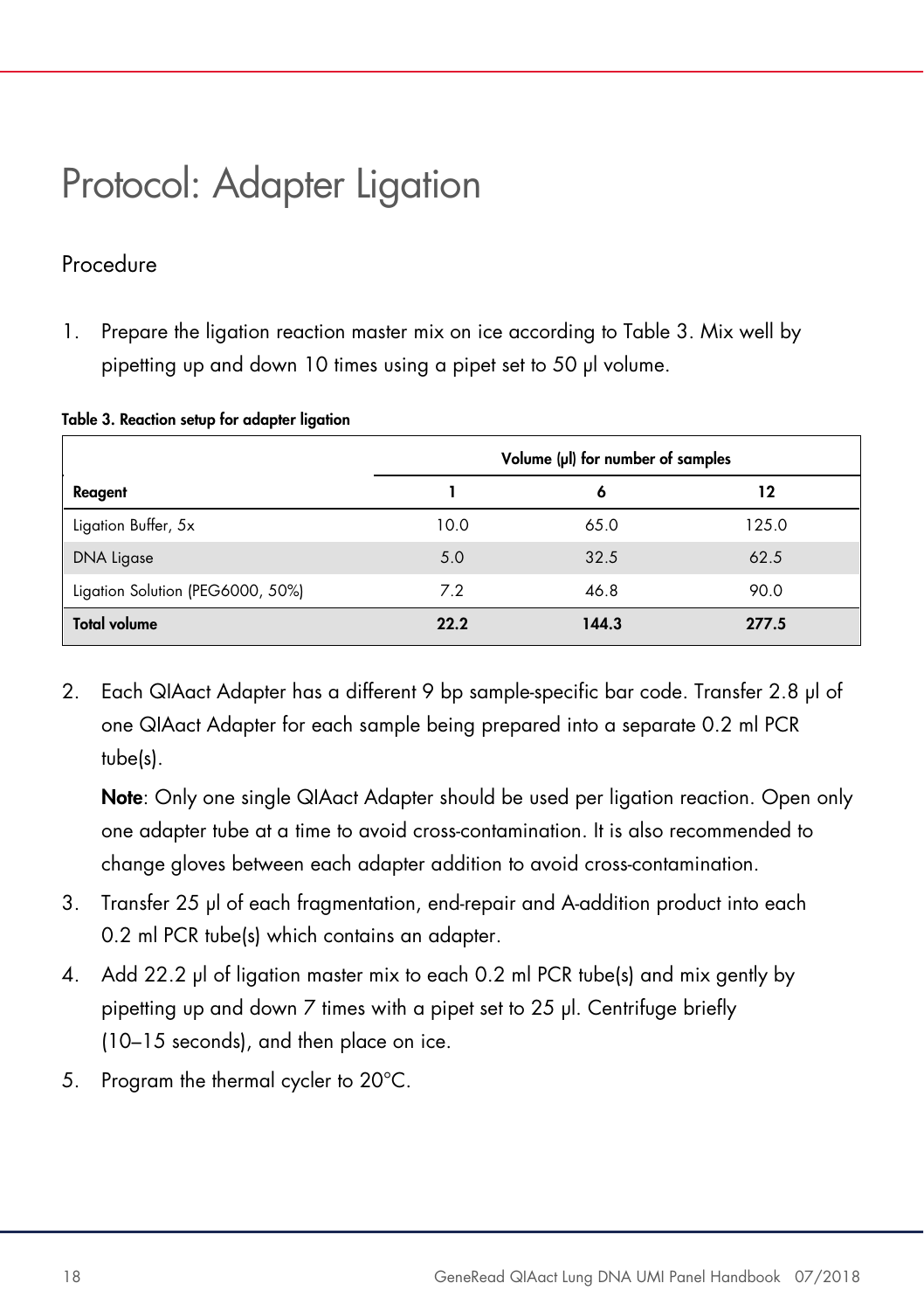# Protocol: Adapter Ligation

## Procedure

1. Prepare the ligation reaction master mix on ice according to Table 3. Mix well by pipetting up and down 10 times using a pipet set to 50 µl volume.

**Table 3. Reaction setup for adapter ligation**

| | Volume (µl) for number of samples | | |
|---|---|---|---|
| **Reagent** | **1** | **6** | **12** |
| Ligation Buffer, 5x | 10.0 | 65.0 | 125.0 |
| DNA Ligase | 5.0 | 32.5 | 62.5 |
| Ligation Solution (PEG6000, 50%) | 7.2 | 46.8 | 90.0 |
| **Total volume** | **22.2** | **144.3** | **277.5** |

2. Each QIAact Adapter has a different 9 bp sample-specific bar code. Transfer 2.8 µl of one QIAact Adapter for each sample being prepared into a separate 0.2 ml PCR tube(s).

   **Note**: Only one single QIAact Adapter should be used per ligation reaction. Open only one adapter tube at a time to avoid cross-contamination. It is also recommended to change gloves between each adapter addition to avoid cross-contamination.

3. Transfer 25 µl of each fragmentation, end-repair and A-addition product into each 0.2 ml PCR tube(s) which contains an adapter.
4. Add 22.2 µl of ligation master mix to each 0.2 ml PCR tube(s) and mix gently by pipetting up and down 7 times with a pipet set to 25 µl. Centrifuge briefly (10–15 seconds), and then place on ice.
5. Program the thermal cycler to 20°C.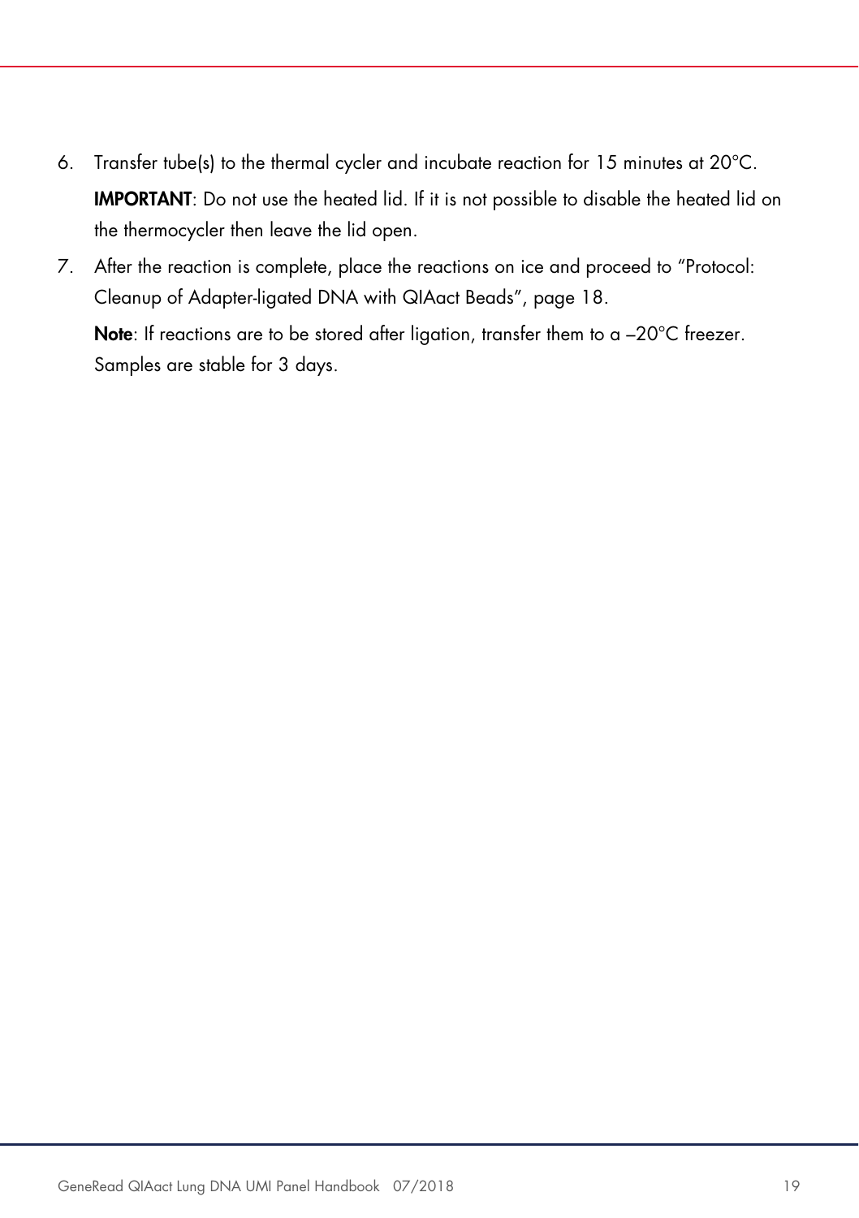6. Transfer tube(s) to the thermal cycler and incubate reaction for 15 minutes at 20°C.

   **IMPORTANT**: Do not use the heated lid. If it is not possible to disable the heated lid on the thermocycler then leave the lid open.

7. After the reaction is complete, place the reactions on ice and proceed to "Protocol: Cleanup of Adapter-ligated DNA with QIAact Beads", page 18.

   **Note**: If reactions are to be stored after ligation, transfer them to a –20°C freezer. Samples are stable for 3 days.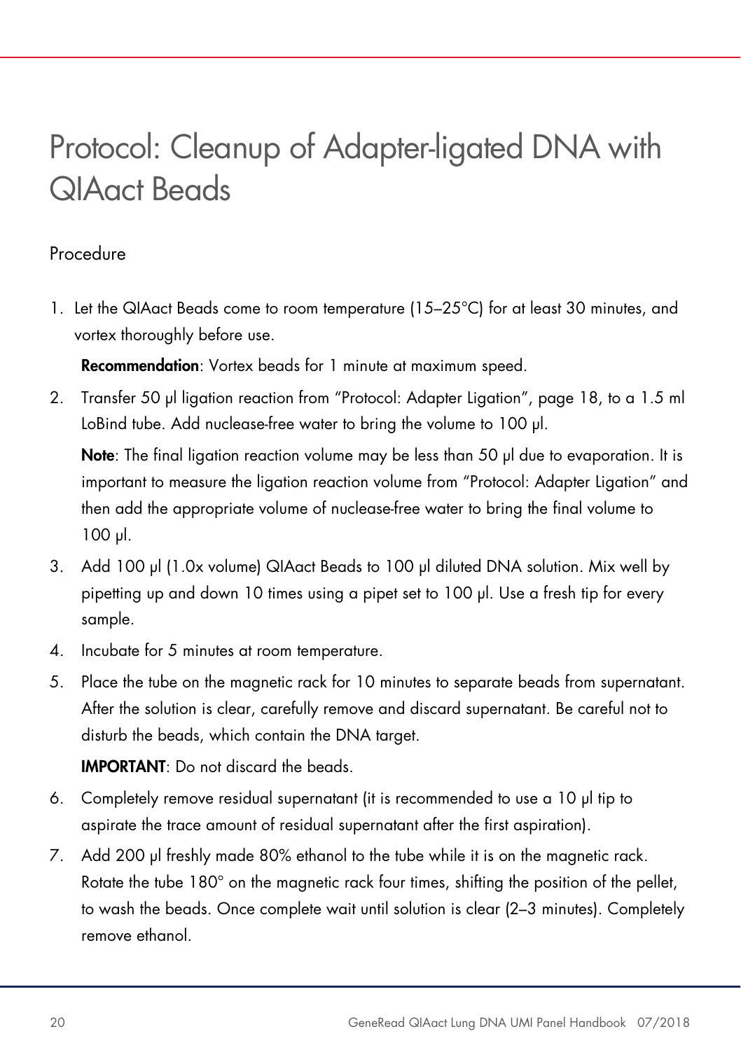# Protocol: Cleanup of Adapter-ligated DNA with QIAact Beads

## Procedure

1. Let the QIAact Beads come to room temperature (15–25°C) for at least 30 minutes, and vortex thoroughly before use.

   **Recommendation**: Vortex beads for 1 minute at maximum speed.

2. Transfer 50 µl ligation reaction from "Protocol: Adapter Ligation", page 18, to a 1.5 ml LoBind tube. Add nuclease-free water to bring the volume to 100 µl.

   **Note**: The final ligation reaction volume may be less than 50 µl due to evaporation. It is important to measure the ligation reaction volume from "Protocol: Adapter Ligation" and then add the appropriate volume of nuclease-free water to bring the final volume to 100 µl.

3. Add 100 µl (1.0x volume) QIAact Beads to 100 µl diluted DNA solution. Mix well by pipetting up and down 10 times using a pipet set to 100 µl. Use a fresh tip for every sample.

4. Incubate for 5 minutes at room temperature.

5. Place the tube on the magnetic rack for 10 minutes to separate beads from supernatant. After the solution is clear, carefully remove and discard supernatant. Be careful not to disturb the beads, which contain the DNA target.

   **IMPORTANT**: Do not discard the beads.

6. Completely remove residual supernatant (it is recommended to use a 10 µl tip to aspirate the trace amount of residual supernatant after the first aspiration).

7. Add 200 µl freshly made 80% ethanol to the tube while it is on the magnetic rack. Rotate the tube 180° on the magnetic rack four times, shifting the position of the pellet, to wash the beads. Once complete wait until solution is clear (2–3 minutes). Completely remove ethanol.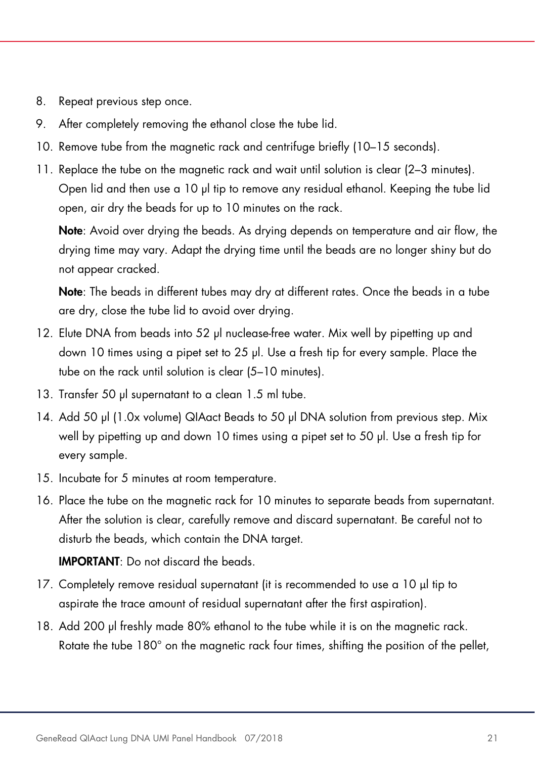8. Repeat previous step once.
9. After completely removing the ethanol close the tube lid.
10. Remove tube from the magnetic rack and centrifuge briefly (10–15 seconds).
11. Replace the tube on the magnetic rack and wait until solution is clear (2–3 minutes). Open lid and then use a 10 µl tip to remove any residual ethanol. Keeping the tube lid open, air dry the beads for up to 10 minutes on the rack.

    **Note**: Avoid over drying the beads. As drying depends on temperature and air flow, the drying time may vary. Adapt the drying time until the beads are no longer shiny but do not appear cracked.

    **Note**: The beads in different tubes may dry at different rates. Once the beads in a tube are dry, close the tube lid to avoid over drying.
12. Elute DNA from beads into 52 µl nuclease-free water. Mix well by pipetting up and down 10 times using a pipet set to 25 µl. Use a fresh tip for every sample. Place the tube on the rack until solution is clear (5–10 minutes).
13. Transfer 50 µl supernatant to a clean 1.5 ml tube.
14. Add 50 µl (1.0x volume) QIAact Beads to 50 µl DNA solution from previous step. Mix well by pipetting up and down 10 times using a pipet set to 50 µl. Use a fresh tip for every sample.
15. Incubate for 5 minutes at room temperature.
16. Place the tube on the magnetic rack for 10 minutes to separate beads from supernatant. After the solution is clear, carefully remove and discard supernatant. Be careful not to disturb the beads, which contain the DNA target.

    **IMPORTANT**: Do not discard the beads.
17. Completely remove residual supernatant (it is recommended to use a 10 µl tip to aspirate the trace amount of residual supernatant after the first aspiration).
18. Add 200 µl freshly made 80% ethanol to the tube while it is on the magnetic rack. Rotate the tube 180° on the magnetic rack four times, shifting the position of the pellet,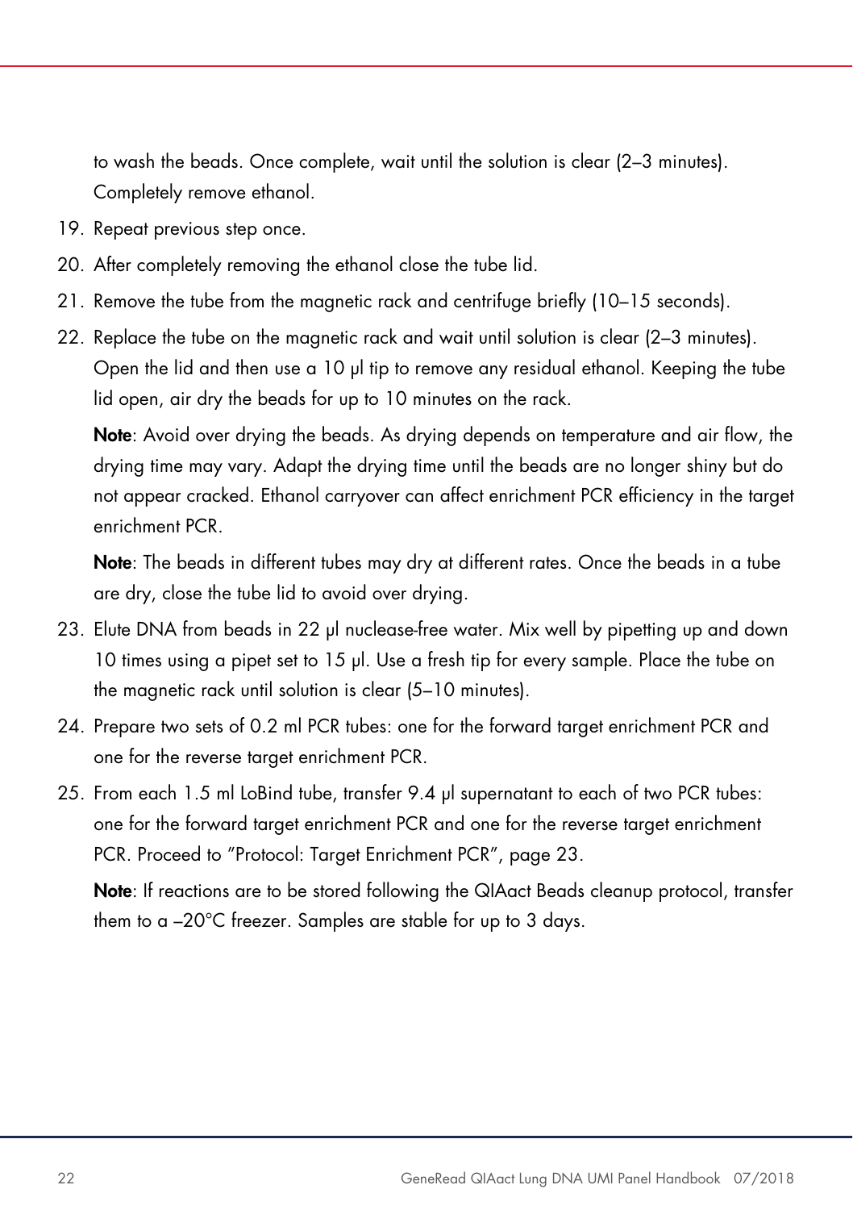to wash the beads. Once complete, wait until the solution is clear (2–3 minutes). Completely remove ethanol.

19. Repeat previous step once.
20. After completely removing the ethanol close the tube lid.
21. Remove the tube from the magnetic rack and centrifuge briefly (10–15 seconds).
22. Replace the tube on the magnetic rack and wait until solution is clear (2–3 minutes). Open the lid and then use a 10 µl tip to remove any residual ethanol. Keeping the tube lid open, air dry the beads for up to 10 minutes on the rack.

    **Note**: Avoid over drying the beads. As drying depends on temperature and air flow, the drying time may vary. Adapt the drying time until the beads are no longer shiny but do not appear cracked. Ethanol carryover can affect enrichment PCR efficiency in the target enrichment PCR.

    **Note**: The beads in different tubes may dry at different rates. Once the beads in a tube are dry, close the tube lid to avoid over drying.

23. Elute DNA from beads in 22 µl nuclease-free water. Mix well by pipetting up and down 10 times using a pipet set to 15 µl. Use a fresh tip for every sample. Place the tube on the magnetic rack until solution is clear (5–10 minutes).
24. Prepare two sets of 0.2 ml PCR tubes: one for the forward target enrichment PCR and one for the reverse target enrichment PCR.
25. From each 1.5 ml LoBind tube, transfer 9.4 µl supernatant to each of two PCR tubes: one for the forward target enrichment PCR and one for the reverse target enrichment PCR. Proceed to "Protocol: Target Enrichment PCR", page 23.

    **Note**: If reactions are to be stored following the QIAact Beads cleanup protocol, transfer them to a –20°C freezer. Samples are stable for up to 3 days.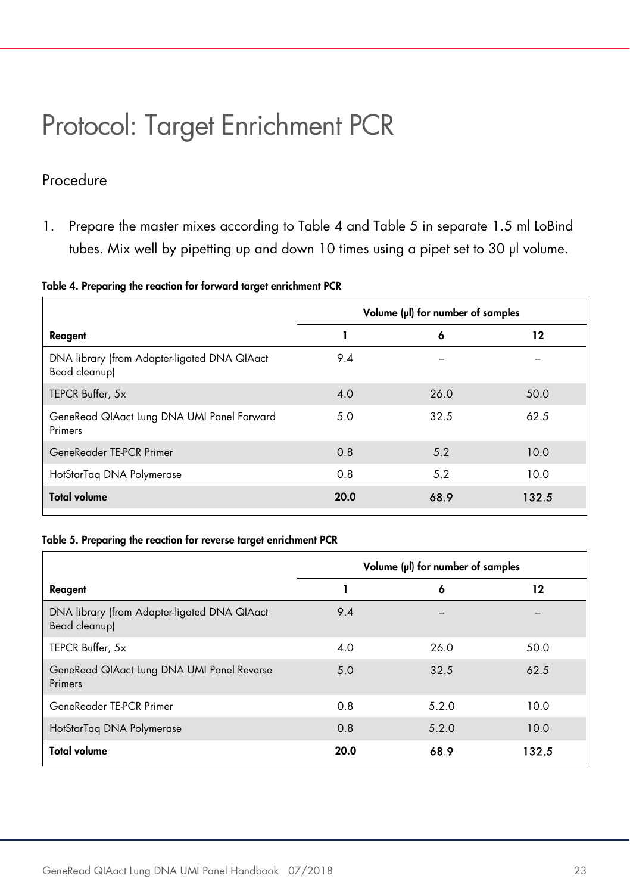# Protocol: Target Enrichment PCR

## Procedure

1. Prepare the master mixes according to Table 4 and Table 5 in separate 1.5 ml LoBind tubes. Mix well by pipetting up and down 10 times using a pipet set to 30 µl volume.

**Table 4. Preparing the reaction for forward target enrichment PCR**

| Reagent | Volume (µl) for number of samples | | |
|---|---|---|---|
| | **1** | **6** | **12** |
| DNA library (from Adapter-ligated DNA QIAact Bead cleanup) | 9.4 | – | – |
| TEPCR Buffer, 5x | 4.0 | 26.0 | 50.0 |
| GeneRead QIAact Lung DNA UMI Panel Forward Primers | 5.0 | 32.5 | 62.5 |
| GeneReader TE-PCR Primer | 0.8 | 5.2 | 10.0 |
| HotStarTaq DNA Polymerase | 0.8 | 5.2 | 10.0 |
| **Total volume** | **20.0** | **68.9** | **132.5** |

**Table 5. Preparing the reaction for reverse target enrichment PCR**

| Reagent | Volume (µl) for number of samples | | |
|---|---|---|---|
| | **1** | **6** | **12** |
| DNA library (from Adapter-ligated DNA QIAact Bead cleanup) | 9.4 | – | – |
| TEPCR Buffer, 5x | 4.0 | 26.0 | 50.0 |
| GeneRead QIAact Lung DNA UMI Panel Reverse Primers | 5.0 | 32.5 | 62.5 |
| GeneReader TE-PCR Primer | 0.8 | 5.2.0 | 10.0 |
| HotStarTaq DNA Polymerase | 0.8 | 5.2.0 | 10.0 |
| **Total volume** | **20.0** | **68.9** | **132.5** |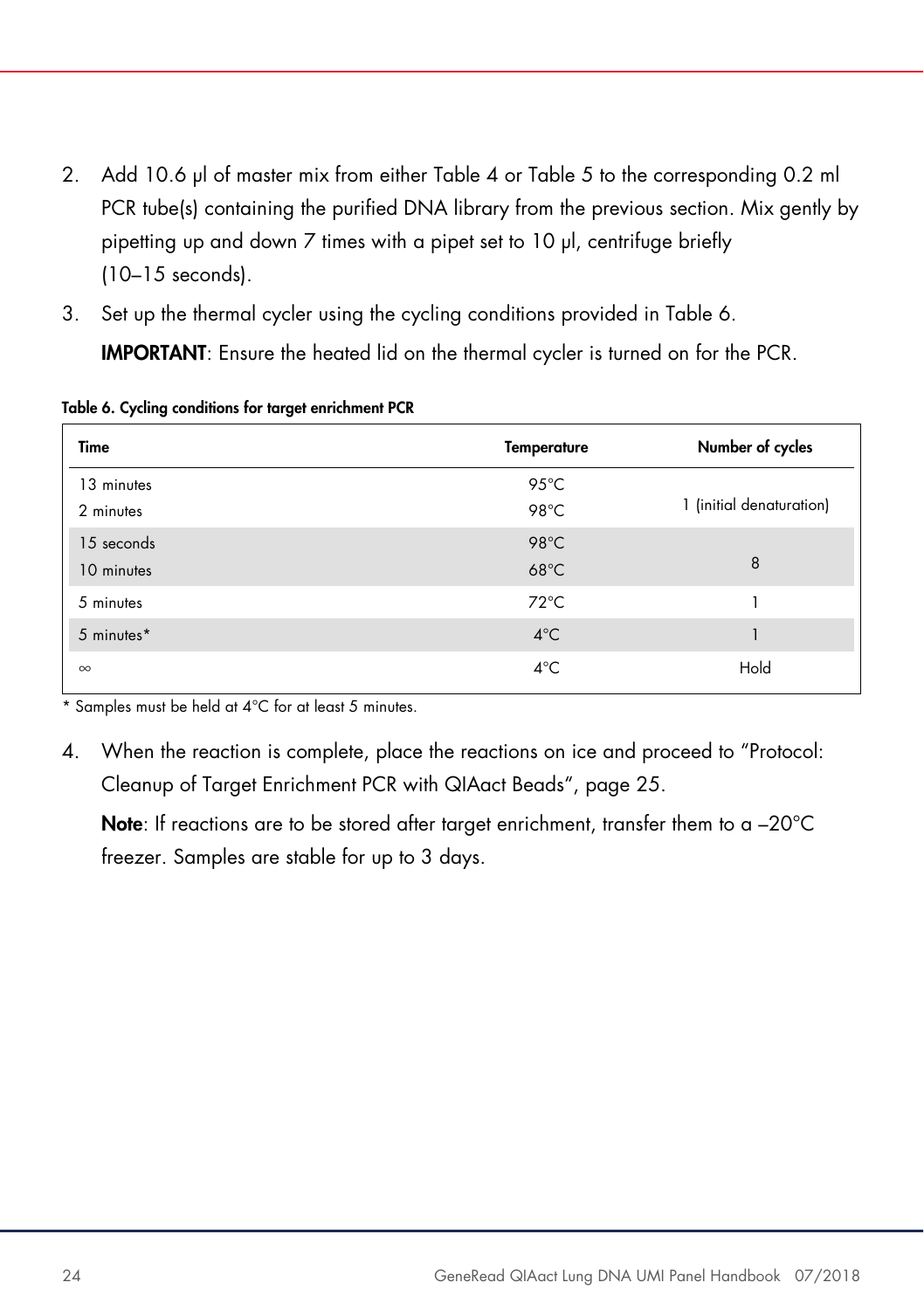2. Add 10.6 µl of master mix from either Table 4 or Table 5 to the corresponding 0.2 ml PCR tube(s) containing the purified DNA library from the previous section. Mix gently by pipetting up and down 7 times with a pipet set to 10 µl, centrifuge briefly (10–15 seconds).
3. Set up the thermal cycler using the cycling conditions provided in Table 6.

   **IMPORTANT**: Ensure the heated lid on the thermal cycler is turned on for the PCR.

**Table 6. Cycling conditions for target enrichment PCR**

| Time | Temperature | Number of cycles |
|---|---|---|
| 13 minutes<br>2 minutes | 95°C<br>98°C | 1 (initial denaturation) |
| 15 seconds<br>10 minutes | 98°C<br>68°C | 8 |
| 5 minutes | 72°C | 1 |
| 5 minutes* | 4°C | 1 |
| ∞ | 4°C | Hold |

\* Samples must be held at 4°C for at least 5 minutes.

4. When the reaction is complete, place the reactions on ice and proceed to "Protocol: Cleanup of Target Enrichment PCR with QIAact Beads", page 25.

   **Note**: If reactions are to be stored after target enrichment, transfer them to a –20°C freezer. Samples are stable for up to 3 days.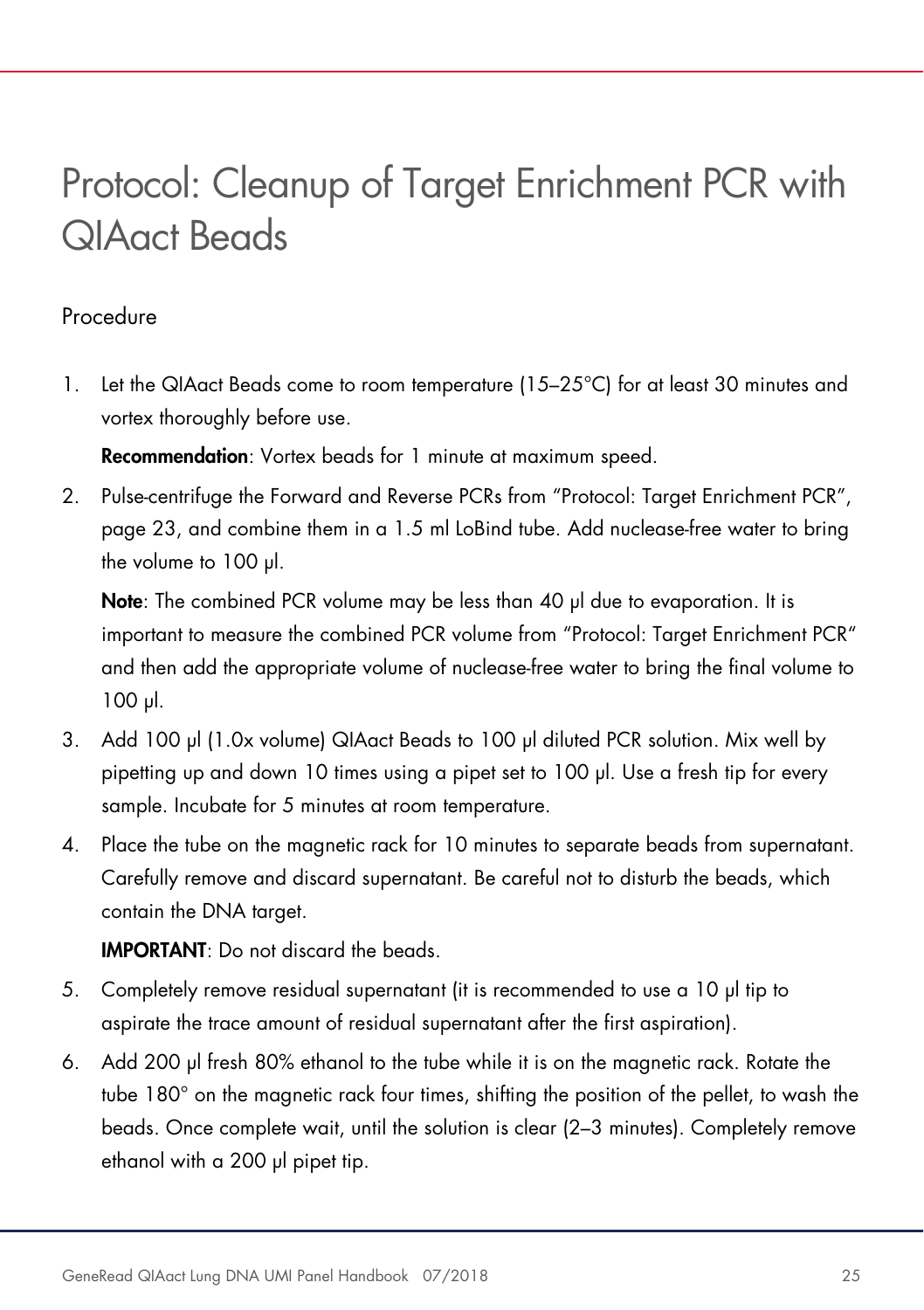# Protocol: Cleanup of Target Enrichment PCR with QIAact Beads

## Procedure

1. Let the QIAact Beads come to room temperature (15–25°C) for at least 30 minutes and vortex thoroughly before use.

   **Recommendation**: Vortex beads for 1 minute at maximum speed.

2. Pulse-centrifuge the Forward and Reverse PCRs from "Protocol: Target Enrichment PCR", page 23, and combine them in a 1.5 ml LoBind tube. Add nuclease-free water to bring the volume to 100 µl.

   **Note**: The combined PCR volume may be less than 40 µl due to evaporation. It is important to measure the combined PCR volume from "Protocol: Target Enrichment PCR" and then add the appropriate volume of nuclease-free water to bring the final volume to 100 µl.

3. Add 100 µl (1.0x volume) QIAact Beads to 100 µl diluted PCR solution. Mix well by pipetting up and down 10 times using a pipet set to 100 µl. Use a fresh tip for every sample. Incubate for 5 minutes at room temperature.

4. Place the tube on the magnetic rack for 10 minutes to separate beads from supernatant. Carefully remove and discard supernatant. Be careful not to disturb the beads, which contain the DNA target.

   **IMPORTANT**: Do not discard the beads.

5. Completely remove residual supernatant (it is recommended to use a 10 µl tip to aspirate the trace amount of residual supernatant after the first aspiration).

6. Add 200 µl fresh 80% ethanol to the tube while it is on the magnetic rack. Rotate the tube 180° on the magnetic rack four times, shifting the position of the pellet, to wash the beads. Once complete wait, until the solution is clear (2–3 minutes). Completely remove ethanol with a 200 µl pipet tip.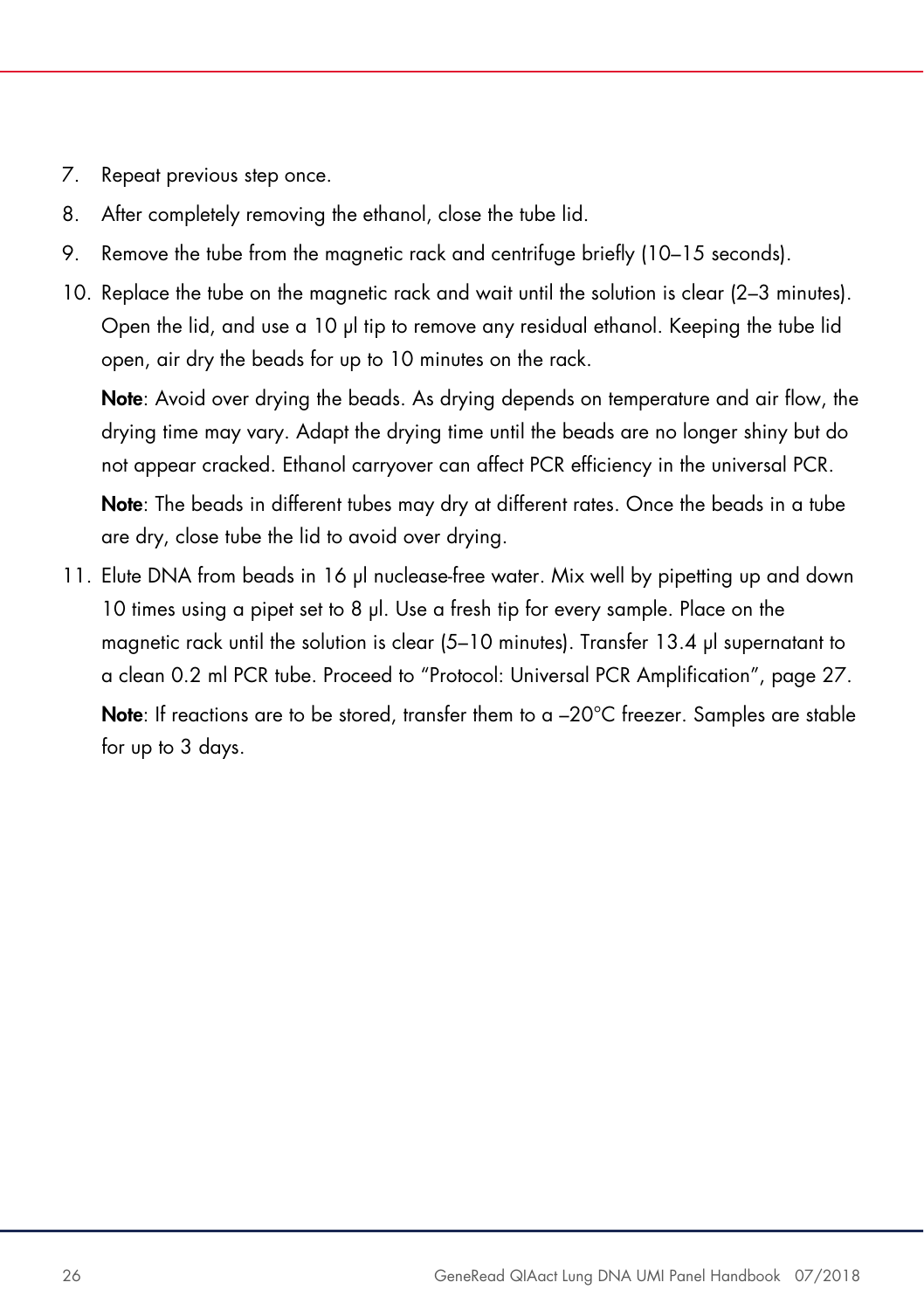7. Repeat previous step once.
8. After completely removing the ethanol, close the tube lid.
9. Remove the tube from the magnetic rack and centrifuge briefly (10–15 seconds).
10. Replace the tube on the magnetic rack and wait until the solution is clear (2–3 minutes). Open the lid, and use a 10 µl tip to remove any residual ethanol. Keeping the tube lid open, air dry the beads for up to 10 minutes on the rack.

    **Note**: Avoid over drying the beads. As drying depends on temperature and air flow, the drying time may vary. Adapt the drying time until the beads are no longer shiny but do not appear cracked. Ethanol carryover can affect PCR efficiency in the universal PCR.

    **Note**: The beads in different tubes may dry at different rates. Once the beads in a tube are dry, close tube the lid to avoid over drying.

11. Elute DNA from beads in 16 µl nuclease-free water. Mix well by pipetting up and down 10 times using a pipet set to 8 µl. Use a fresh tip for every sample. Place on the magnetic rack until the solution is clear (5–10 minutes). Transfer 13.4 µl supernatant to a clean 0.2 ml PCR tube. Proceed to "Protocol: Universal PCR Amplification", page 27.

    **Note**: If reactions are to be stored, transfer them to a –20°C freezer. Samples are stable for up to 3 days.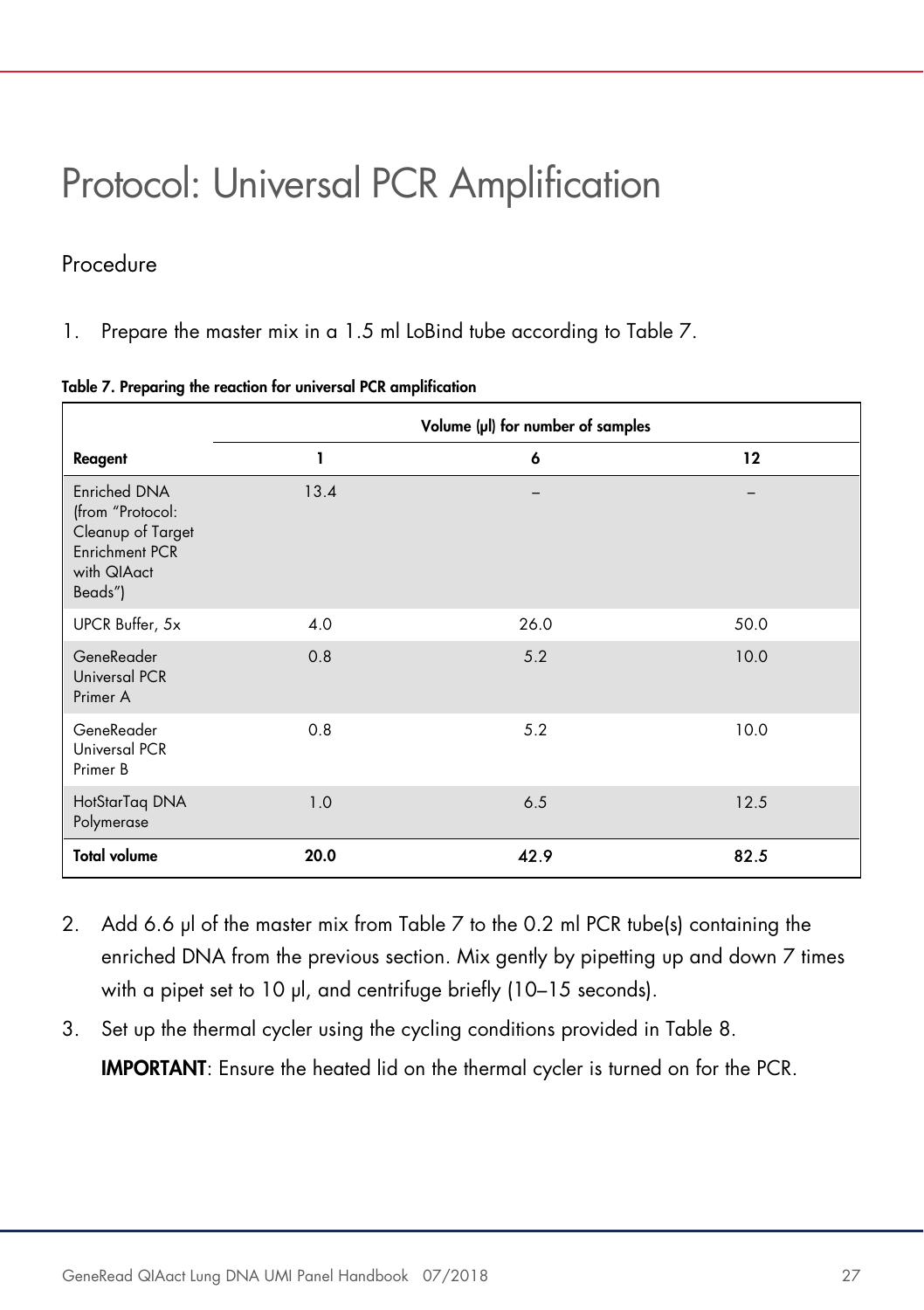# Protocol: Universal PCR Amplification

## Procedure

1. Prepare the master mix in a 1.5 ml LoBind tube according to Table 7.

**Table 7. Preparing the reaction for universal PCR amplification**

| | Volume (µl) for number of samples | | |
|---|---|---|---|
| **Reagent** | **1** | **6** | **12** |
| Enriched DNA (from "Protocol: Cleanup of Target Enrichment PCR with QIAact Beads") | 13.4 | – | – |
| UPCR Buffer, 5x | 4.0 | 26.0 | 50.0 |
| GeneReader Universal PCR Primer A | 0.8 | 5.2 | 10.0 |
| GeneReader Universal PCR Primer B | 0.8 | 5.2 | 10.0 |
| HotStarTaq DNA Polymerase | 1.0 | 6.5 | 12.5 |
| **Total volume** | **20.0** | **42.9** | **82.5** |

2. Add 6.6 µl of the master mix from Table 7 to the 0.2 ml PCR tube(s) containing the enriched DNA from the previous section. Mix gently by pipetting up and down 7 times with a pipet set to 10 µl, and centrifuge briefly (10–15 seconds).
3. Set up the thermal cycler using the cycling conditions provided in Table 8.

   **IMPORTANT**: Ensure the heated lid on the thermal cycler is turned on for the PCR.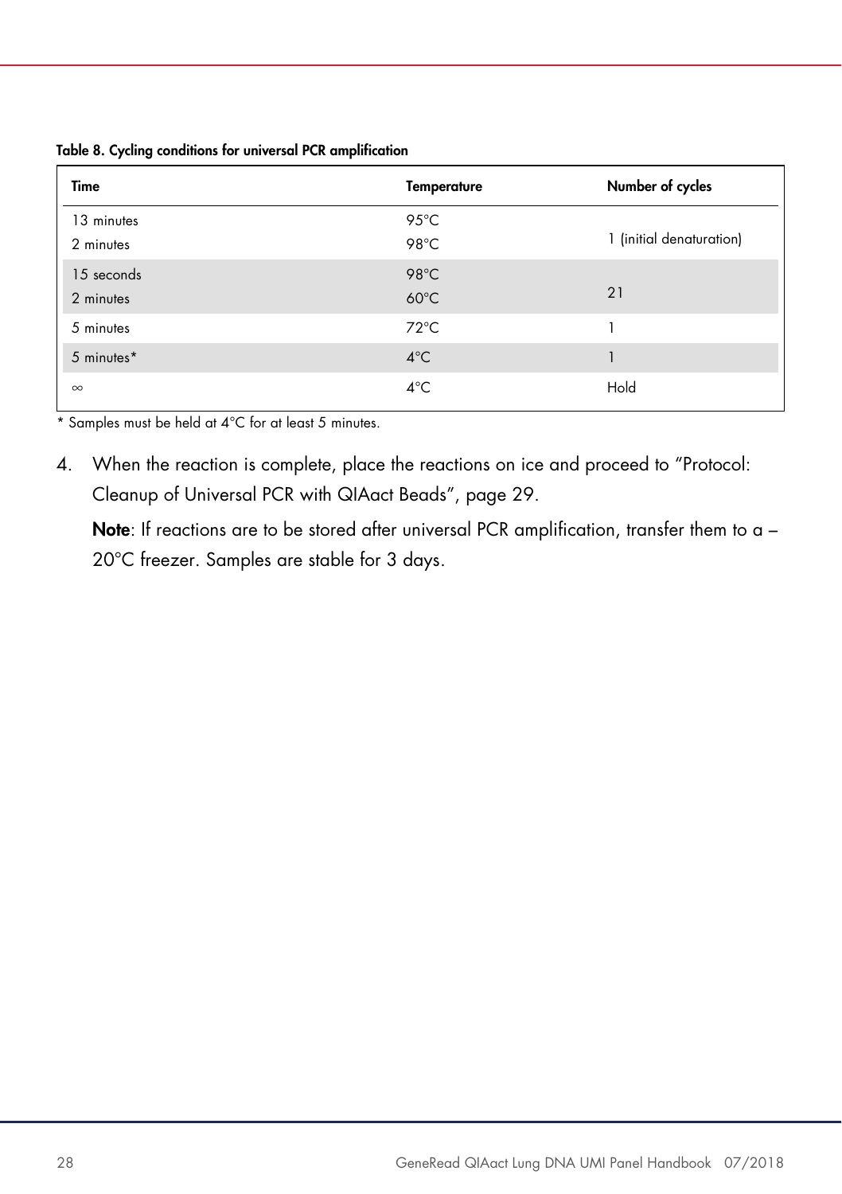**Table 8. Cycling conditions for universal PCR amplification**

| Time | Temperature | Number of cycles |
|---|---|---|
| 13 minutes<br>2 minutes | 95°C<br>98°C | 1 (initial denaturation) |
| 15 seconds<br>2 minutes | 98°C<br>60°C | 21 |
| 5 minutes | 72°C | 1 |
| 5 minutes* | 4°C | 1 |
| ∞ | 4°C | Hold |

* Samples must be held at 4°C for at least 5 minutes.

4. When the reaction is complete, place the reactions on ice and proceed to "Protocol: Cleanup of Universal PCR with QIAact Beads", page 29.

   **Note**: If reactions are to be stored after universal PCR amplification, transfer them to a –20°C freezer. Samples are stable for 3 days.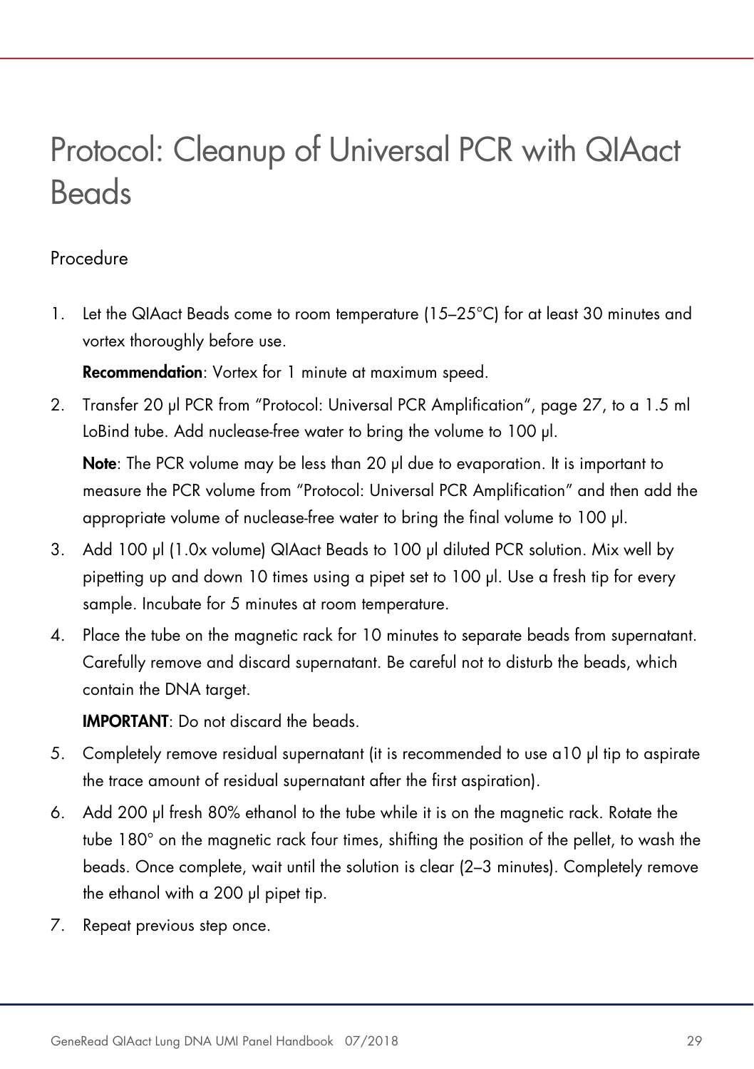# Protocol: Cleanup of Universal PCR with QIAact Beads

## Procedure

1. Let the QIAact Beads come to room temperature (15–25°C) for at least 30 minutes and vortex thoroughly before use.

   **Recommendation**: Vortex for 1 minute at maximum speed.

2. Transfer 20 µl PCR from "Protocol: Universal PCR Amplification", page 27, to a 1.5 ml LoBind tube. Add nuclease-free water to bring the volume to 100 µl.

   **Note**: The PCR volume may be less than 20 µl due to evaporation. It is important to measure the PCR volume from "Protocol: Universal PCR Amplification" and then add the appropriate volume of nuclease-free water to bring the final volume to 100 µl.

3. Add 100 µl (1.0x volume) QIAact Beads to 100 µl diluted PCR solution. Mix well by pipetting up and down 10 times using a pipet set to 100 µl. Use a fresh tip for every sample. Incubate for 5 minutes at room temperature.

4. Place the tube on the magnetic rack for 10 minutes to separate beads from supernatant. Carefully remove and discard supernatant. Be careful not to disturb the beads, which contain the DNA target.

   **IMPORTANT**: Do not discard the beads.

5. Completely remove residual supernatant (it is recommended to use a10 µl tip to aspirate the trace amount of residual supernatant after the first aspiration).

6. Add 200 µl fresh 80% ethanol to the tube while it is on the magnetic rack. Rotate the tube 180° on the magnetic rack four times, shifting the position of the pellet, to wash the beads. Once complete, wait until the solution is clear (2–3 minutes). Completely remove the ethanol with a 200 µl pipet tip.

7. Repeat previous step once.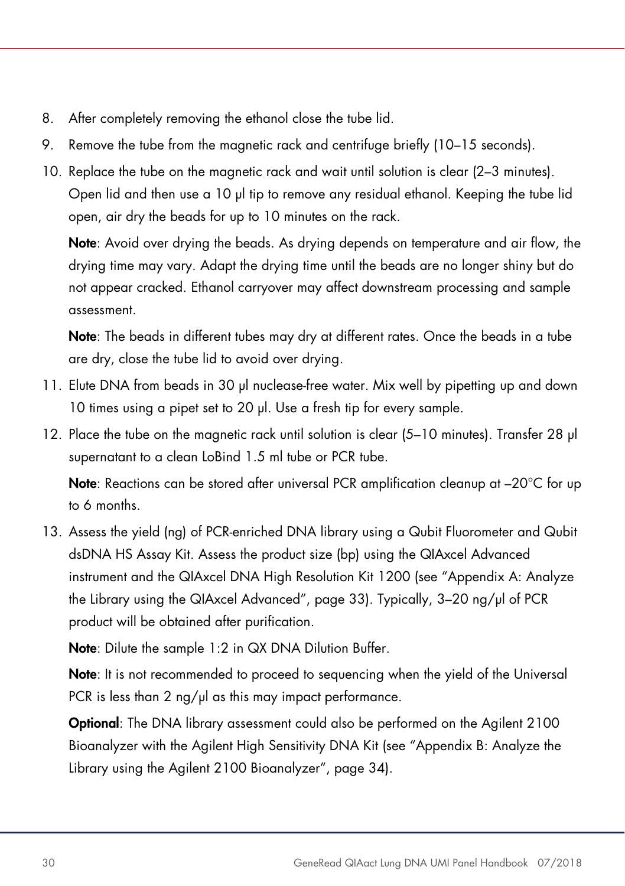8. After completely removing the ethanol close the tube lid.
9. Remove the tube from the magnetic rack and centrifuge briefly (10–15 seconds).
10. Replace the tube on the magnetic rack and wait until solution is clear (2–3 minutes). Open lid and then use a 10 µl tip to remove any residual ethanol. Keeping the tube lid open, air dry the beads for up to 10 minutes on the rack.

    **Note**: Avoid over drying the beads. As drying depends on temperature and air flow, the drying time may vary. Adapt the drying time until the beads are no longer shiny but do not appear cracked. Ethanol carryover may affect downstream processing and sample assessment.

    **Note**: The beads in different tubes may dry at different rates. Once the beads in a tube are dry, close the tube lid to avoid over drying.
11. Elute DNA from beads in 30 µl nuclease-free water. Mix well by pipetting up and down 10 times using a pipet set to 20 µl. Use a fresh tip for every sample.
12. Place the tube on the magnetic rack until solution is clear (5–10 minutes). Transfer 28 µl supernatant to a clean LoBind 1.5 ml tube or PCR tube.

    **Note**: Reactions can be stored after universal PCR amplification cleanup at –20°C for up to 6 months.
13. Assess the yield (ng) of PCR-enriched DNA library using a Qubit Fluorometer and Qubit dsDNA HS Assay Kit. Assess the product size (bp) using the QIAxcel Advanced instrument and the QIAxcel DNA High Resolution Kit 1200 (see "Appendix A: Analyze the Library using the QIAxcel Advanced", page 33). Typically, 3–20 ng/µl of PCR product will be obtained after purification.

    **Note**: Dilute the sample 1:2 in QX DNA Dilution Buffer.

    **Note**: It is not recommended to proceed to sequencing when the yield of the Universal PCR is less than 2 ng/µl as this may impact performance.

    **Optional**: The DNA library assessment could also be performed on the Agilent 2100 Bioanalyzer with the Agilent High Sensitivity DNA Kit (see "Appendix B: Analyze the Library using the Agilent 2100 Bioanalyzer", page 34).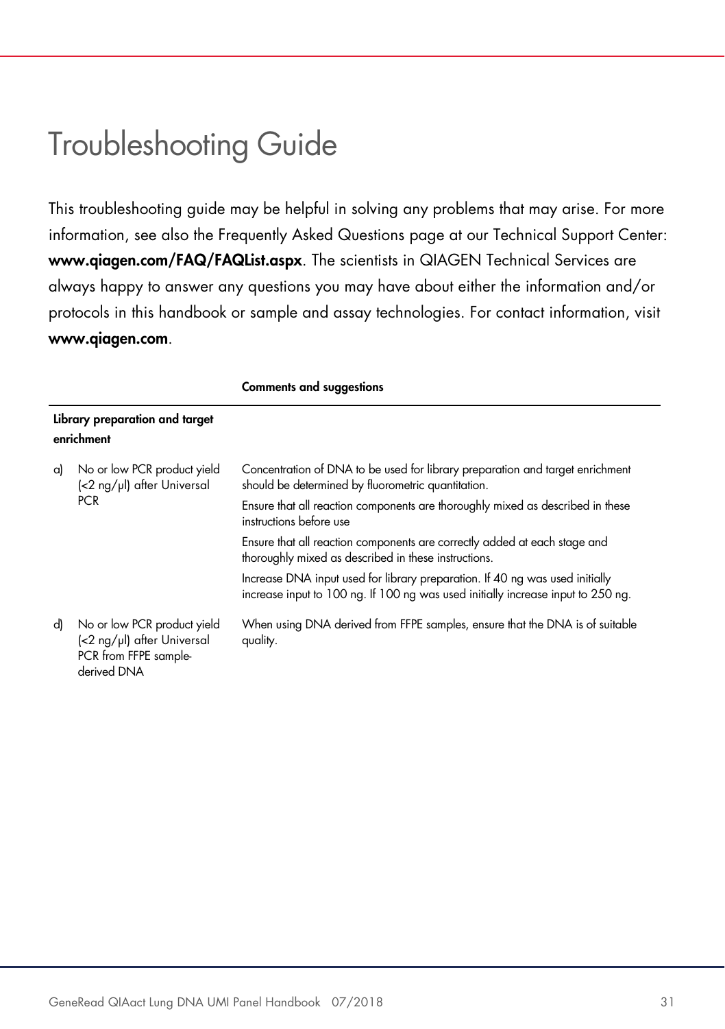# Troubleshooting Guide

This troubleshooting guide may be helpful in solving any problems that may arise. For more information, see also the Frequently Asked Questions page at our Technical Support Center: **www.qiagen.com/FAQ/FAQList.aspx**. The scientists in QIAGEN Technical Services are always happy to answer any questions you may have about either the information and/or protocols in this handbook or sample and assay technologies. For contact information, visit **www.qiagen.com**.

| | **Comments and suggestions** |
|---|---|
| **Library preparation and target enrichment** | |
| a) No or low PCR product yield (<2 ng/µl) after Universal PCR | Concentration of DNA to be used for library preparation and target enrichment should be determined by fluorometric quantitation. |
| | Ensure that all reaction components are thoroughly mixed as described in these instructions before use |
| | Ensure that all reaction components are correctly added at each stage and thoroughly mixed as described in these instructions. |
| | Increase DNA input used for library preparation. If 40 ng was used initially increase input to 100 ng. If 100 ng was used initially increase input to 250 ng. |
| d) No or low PCR product yield (<2 ng/µl) after Universal PCR from FFPE sample-derived DNA | When using DNA derived from FFPE samples, ensure that the DNA is of suitable quality. |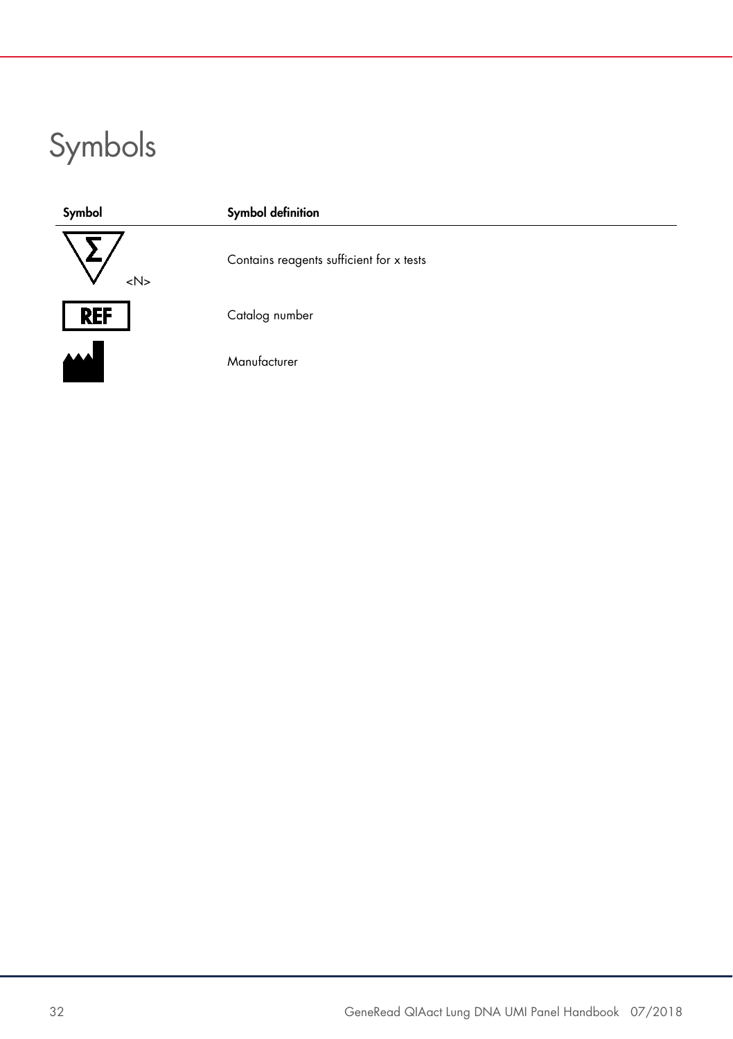# Symbols

| Symbol | Symbol definition |
| --- | --- |
| Σ <N> | Contains reagents sufficient for x tests |
| REF | Catalog number |
| | Manufacturer |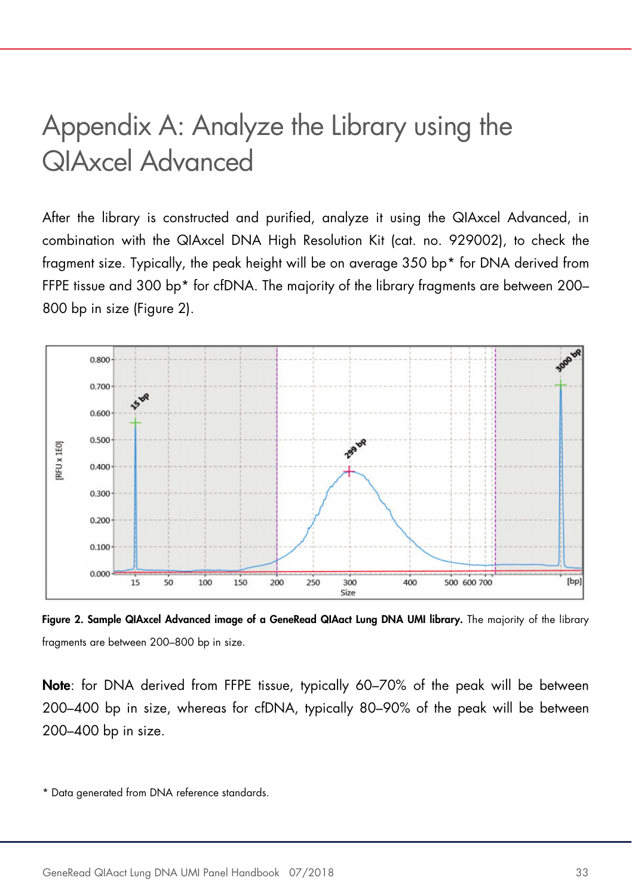# Appendix A: Analyze the Library using the QIAxcel Advanced

After the library is constructed and purified, analyze it using the QIAxcel Advanced, in combination with the QIAxcel DNA High Resolution Kit (cat. no. 929002), to check the fragment size. Typically, the peak height will be on average 350 bp* for DNA derived from FFPE tissue and 300 bp* for cfDNA. The majority of the library fragments are between 200–800 bp in size (Figure 2).

**Figure 2. Sample QIAxcel Advanced image of a GeneRead QIAact Lung DNA UMI library.** The majority of the library fragments are between 200–800 bp in size.

**Note**: for DNA derived from FFPE tissue, typically 60–70% of the peak will be between 200–400 bp in size, whereas for cfDNA, typically 80–90% of the peak will be between 200–400 bp in size.

* Data generated from DNA reference standards.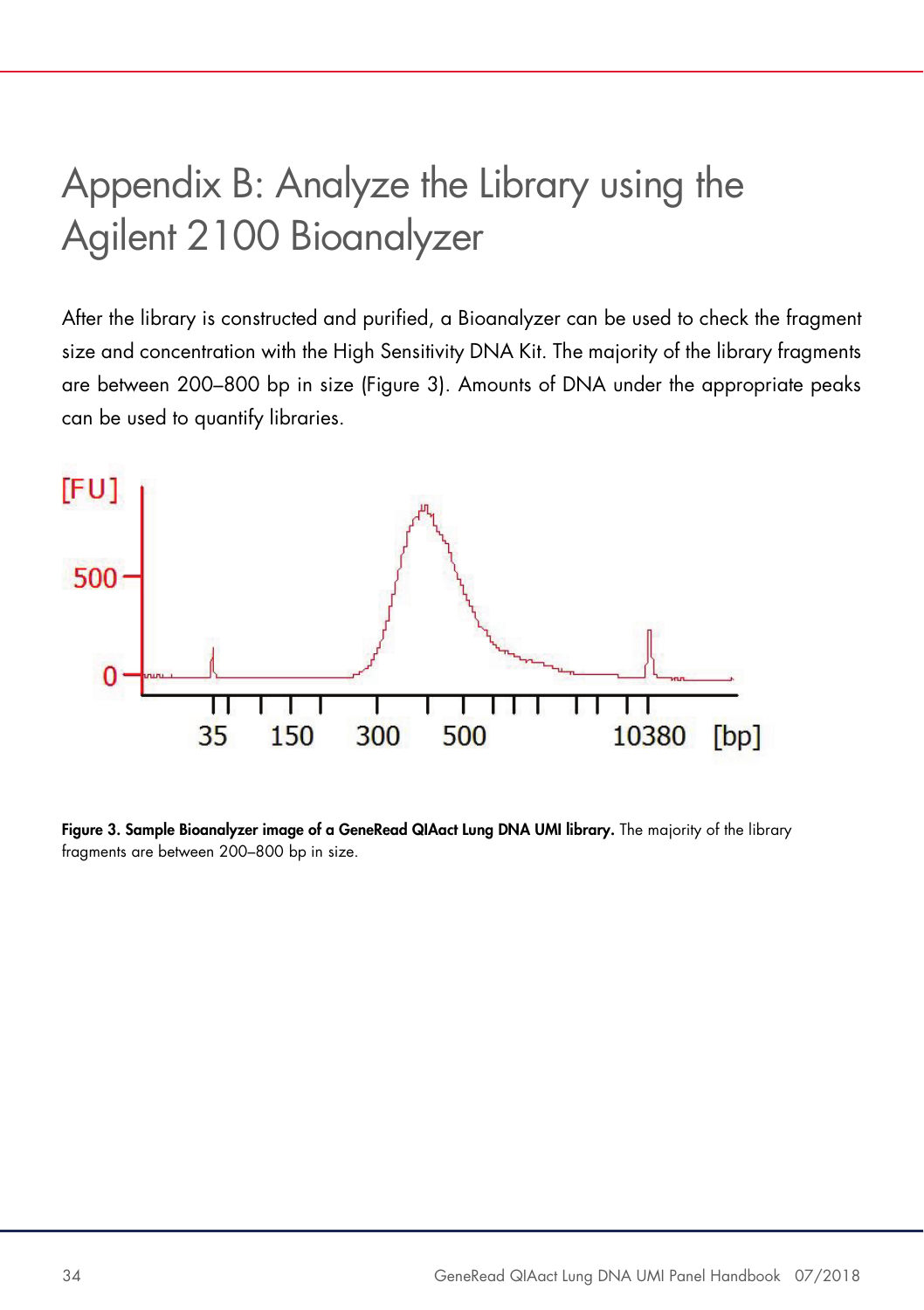# Appendix B: Analyze the Library using the Agilent 2100 Bioanalyzer

After the library is constructed and purified, a Bioanalyzer can be used to check the fragment size and concentration with the High Sensitivity DNA Kit. The majority of the library fragments are between 200–800 bp in size (Figure 3). Amounts of DNA under the appropriate peaks can be used to quantify libraries.

**Figure 3. Sample Bioanalyzer image of a GeneRead QIAact Lung DNA UMI library.** The majority of the library fragments are between 200–800 bp in size.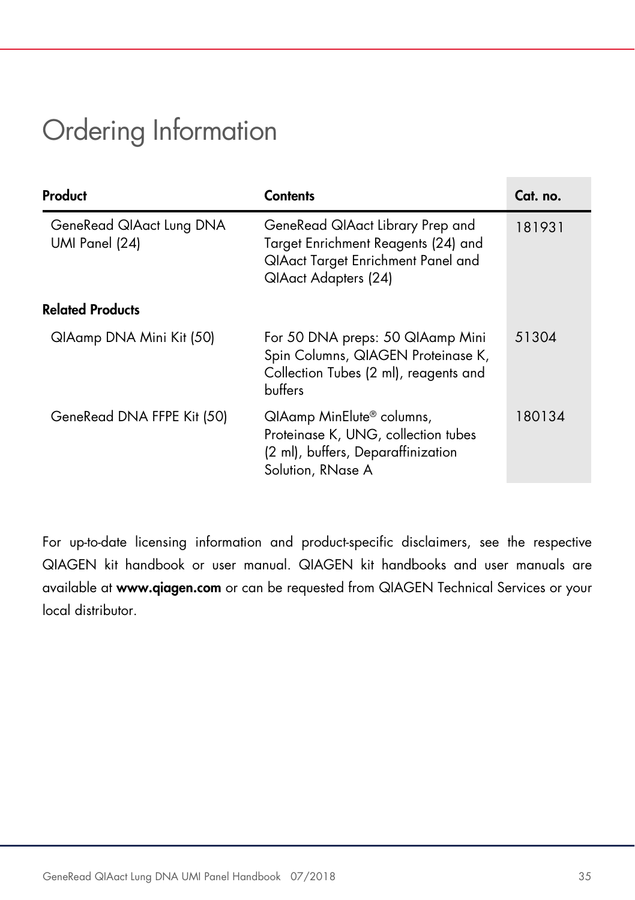# Ordering Information

| Product | Contents | Cat. no. |
|---|---|---|
| GeneRead QIAact Lung DNA UMI Panel (24) | GeneRead QIAact Library Prep and Target Enrichment Reagents (24) and QIAact Target Enrichment Panel and QIAact Adapters (24) | 181931 |
| **Related Products** | | |
| QIAamp DNA Mini Kit (50) | For 50 DNA preps: 50 QIAamp Mini Spin Columns, QIAGEN Proteinase K, Collection Tubes (2 ml), reagents and buffers | 51304 |
| GeneRead DNA FFPE Kit (50) | QIAamp MinElute® columns, Proteinase K, UNG, collection tubes (2 ml), buffers, Deparaffinization Solution, RNase A | 180134 |

For up-to-date licensing information and product-specific disclaimers, see the respective QIAGEN kit handbook or user manual. QIAGEN kit handbooks and user manuals are available at **www.qiagen.com** or can be requested from QIAGEN Technical Services or your local distributor.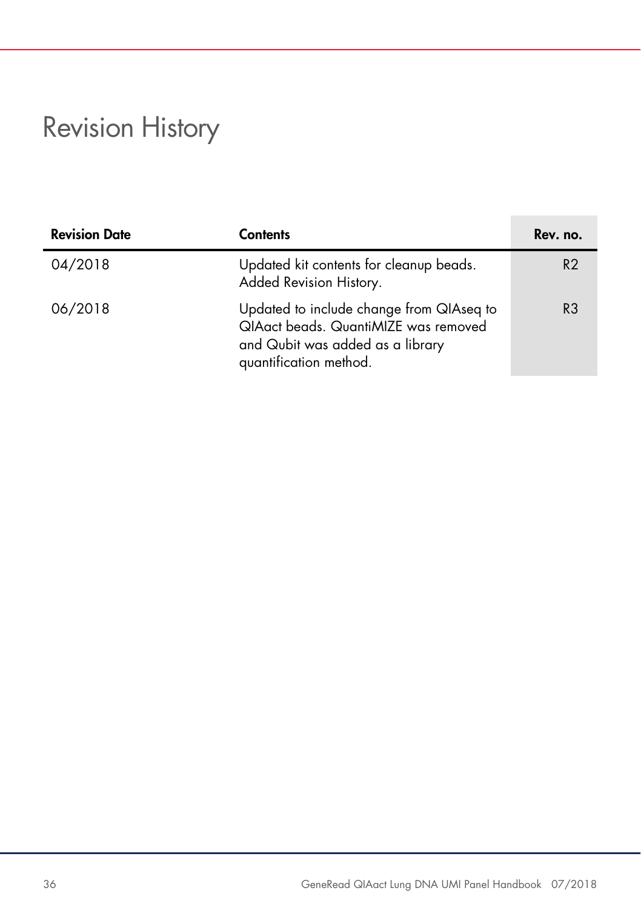# Revision History

| Revision Date | Contents | Rev. no. |
|---|---|---|
| 04/2018 | Updated kit contents for cleanup beads. Added Revision History. | R2 |
| 06/2018 | Updated to include change from QIAseq to QIAact beads. QuantiMIZE was removed and Qubit was added as a library quantification method. | R3 |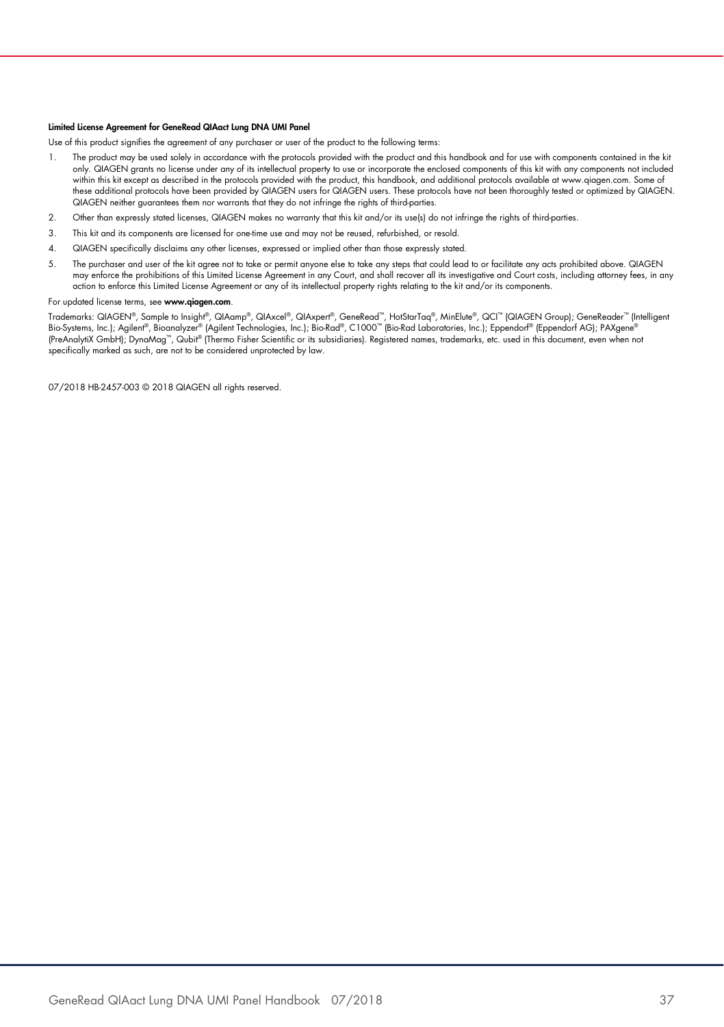**Limited License Agreement for GeneRead QIAact Lung DNA UMI Panel**

Use of this product signifies the agreement of any purchaser or user of the product to the following terms:

1. The product may be used solely in accordance with the protocols provided with the product and this handbook and for use with components contained in the kit only. QIAGEN grants no license under any of its intellectual property to use or incorporate the enclosed components of this kit with any components not included within this kit except as described in the protocols provided with the product, this handbook, and additional protocols available at www.qiagen.com. Some of these additional protocols have been provided by QIAGEN users for QIAGEN users. These protocols have not been thoroughly tested or optimized by QIAGEN. QIAGEN neither guarantees them nor warrants that they do not infringe the rights of third-parties.
2. Other than expressly stated licenses, QIAGEN makes no warranty that this kit and/or its use(s) do not infringe the rights of third-parties.
3. This kit and its components are licensed for one-time use and may not be reused, refurbished, or resold.
4. QIAGEN specifically disclaims any other licenses, expressed or implied other than those expressly stated.
5. The purchaser and user of the kit agree not to take or permit anyone else to take any steps that could lead to or facilitate any acts prohibited above. QIAGEN may enforce the prohibitions of this Limited License Agreement in any Court, and shall recover all its investigative and Court costs, including attorney fees, in any action to enforce this Limited License Agreement or any of its intellectual property rights relating to the kit and/or its components.

For updated license terms, see **www.qiagen.com**.

Trademarks: QIAGEN®, Sample to Insight®, QIAamp®, QIAxcel®, QIAxpert®, GeneRead™, HotStarTaq®, MinElute®, QCI™ (QIAGEN Group); GeneReader™ (Intelligent Bio-Systems, Inc.); Agilent®, Bioanalyzer® (Agilent Technologies, Inc.); Bio-Rad®, C1000™ (Bio-Rad Laboratories, Inc.); Eppendorf® (Eppendorf AG); PAXgene® (PreAnalytiX GmbH); DynaMag™, Qubit® (Thermo Fisher Scientific or its subsidiaries). Registered names, trademarks, etc. used in this document, even when not specifically marked as such, are not to be considered unprotected by law.

07/2018 HB-2457-003 © 2018 QIAGEN all rights reserved.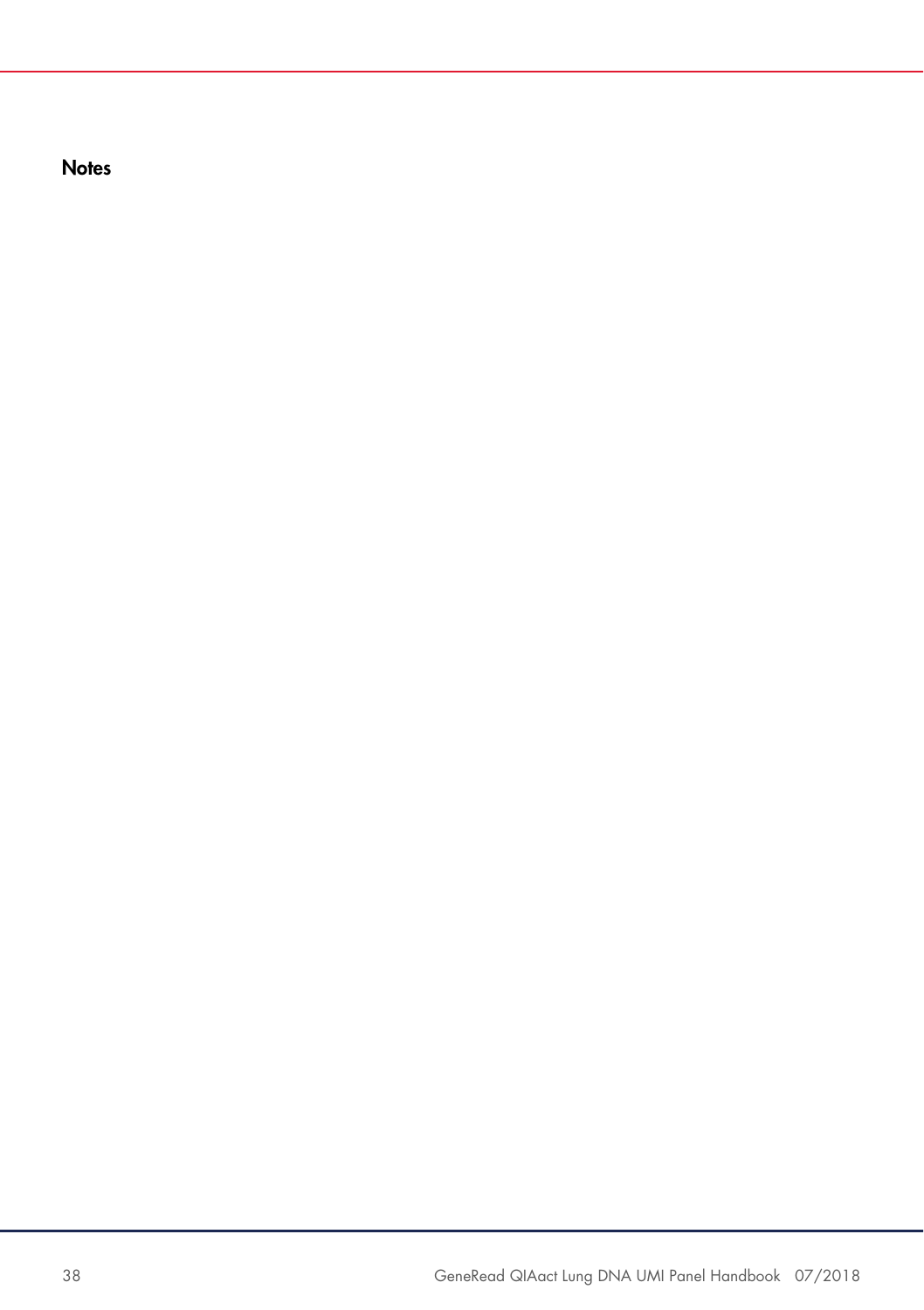## Notes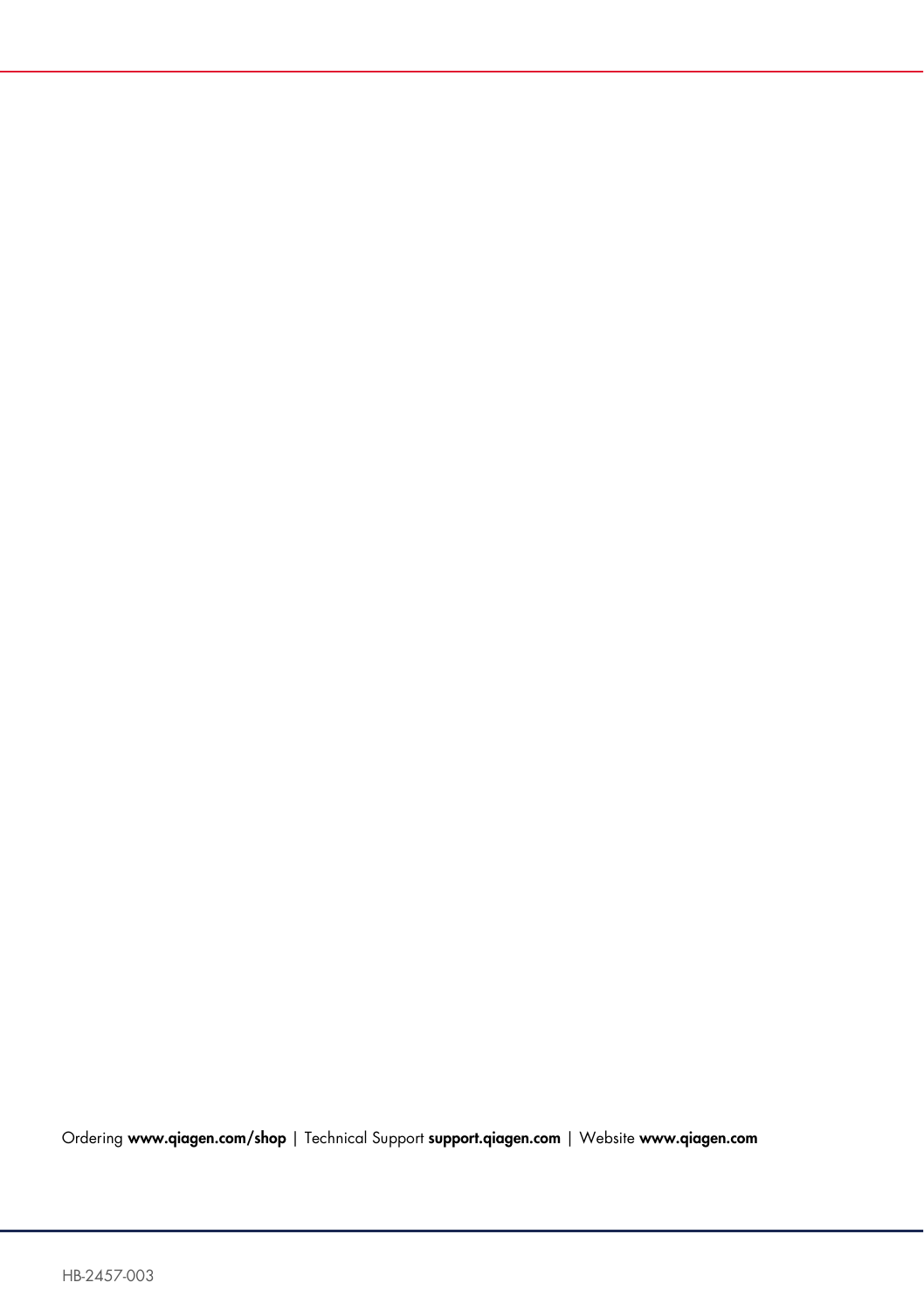Ordering **www.qiagen.com/shop** | Technical Support **support.qiagen.com** | Website **www.qiagen.com**

HB-2457-003